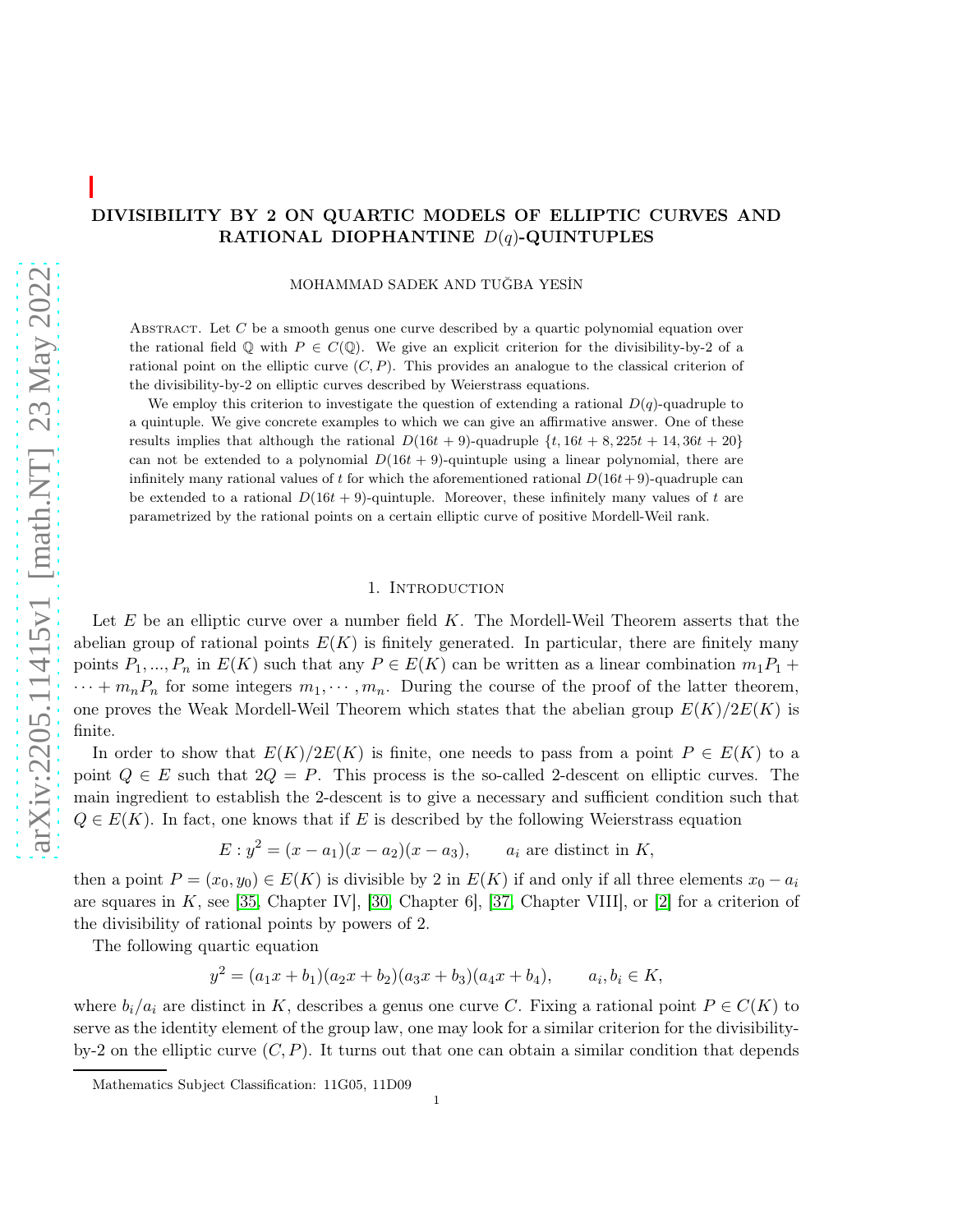# DIVISIBILITY BY 2 ON QUARTIC MODELS OF ELLIPTIC CURVES AND RATIONAL DIOPHANTINE $D(q)$-QUINTUPLES

MOHAMMAD SADEK AND TUĞBA YESİN

Abstract. Let $C$ be a smooth genus one curve described by a quartic polynomial equation over the rational field $\mathbb{Q}$ with $P \in C(\mathbb{Q})$. We give an explicit criterion for the divisibility-by-2 of a rational point on the elliptic curve $(C, P)$. This provides an analogue to the classical criterion of the divisibility-by-2 on elliptic curves described by Weierstrass equations.

We employ this criterion to investigate the question of extending a rational $D(q)$-quadruple to a quintuple. We give concrete examples to which we can give an affirmative answer. One of these results implies that although the rational $D(16t+9)$-quadruple $\{t, 16t+8, 225t+14, 36t+20\}$ can not be extended to a polynomial $D(16t+9)$-quintuple using a linear polynomial, there are infinitely many rational values of $t$ for which the aforementioned rational $D(16t+9)$-quadruple can be extended to a rational $D(16t+9)$-quintuple. Moreover, these infinitely many values of $t$ are parametrized by the rational points on a certain elliptic curve of positive Mordell-Weil rank.

## 1. Introduction

Let $E$ be an elliptic curve over a number field $K$. The Mordell-Weil Theorem asserts that the abelian group of rational points $E(K)$ is finitely generated. In particular, there are finitely many points $P_1, ..., P_n$ in $E(K)$ such that any $P \in E(K)$ can be written as a linear combination $m_1P_1 + \cdots + m_nP_n$ for some integers $m_1, \cdots, m_n$. During the course of the proof of the latter theorem, one proves the Weak Mordell-Weil Theorem which states that the abelian group $E(K)/2E(K)$ is finite.

In order to show that $E(K)/2E(K)$ is finite, one needs to pass from a point $P \in E(K)$ to a point $Q \in E$ such that $2Q = P$. This process is the so-called 2-descent on elliptic curves. The main ingredient to establish the 2-descent is to give a necessary and sufficient condition such that $Q \in E(K)$. In fact, one knows that if $E$ is described by the following Weierstrass equation

$$E : y^2 = (x - a_1)(x - a_2)(x - a_3), \qquad a_i \text{ are distinct in } K,$$

then a point $P = (x_0, y_0) \in E(K)$ is divisible by 2 in $E(K)$ if and only if all three elements $x_0 - a_i$ are squares in $K$, see [35, Chapter IV], [30, Chapter 6], [37, Chapter VIII], or [2] for a criterion of the divisibility of rational points by powers of 2.

The following quartic equation

$$y^2 = (a_1x + b_1)(a_2x + b_2)(a_3x + b_3)(a_4x + b_4), \qquad a_i, b_i \in K,$$

where $b_i/a_i$ are distinct in $K$, describes a genus one curve $C$. Fixing a rational point $P \in C(K)$ to serve as the identity element of the group law, one may look for a similar criterion for the divisibility-by-2 on the elliptic curve $(C, P)$. It turns out that one can obtain a similar condition that depends

Mathematics Subject Classification: 11G05, 11D09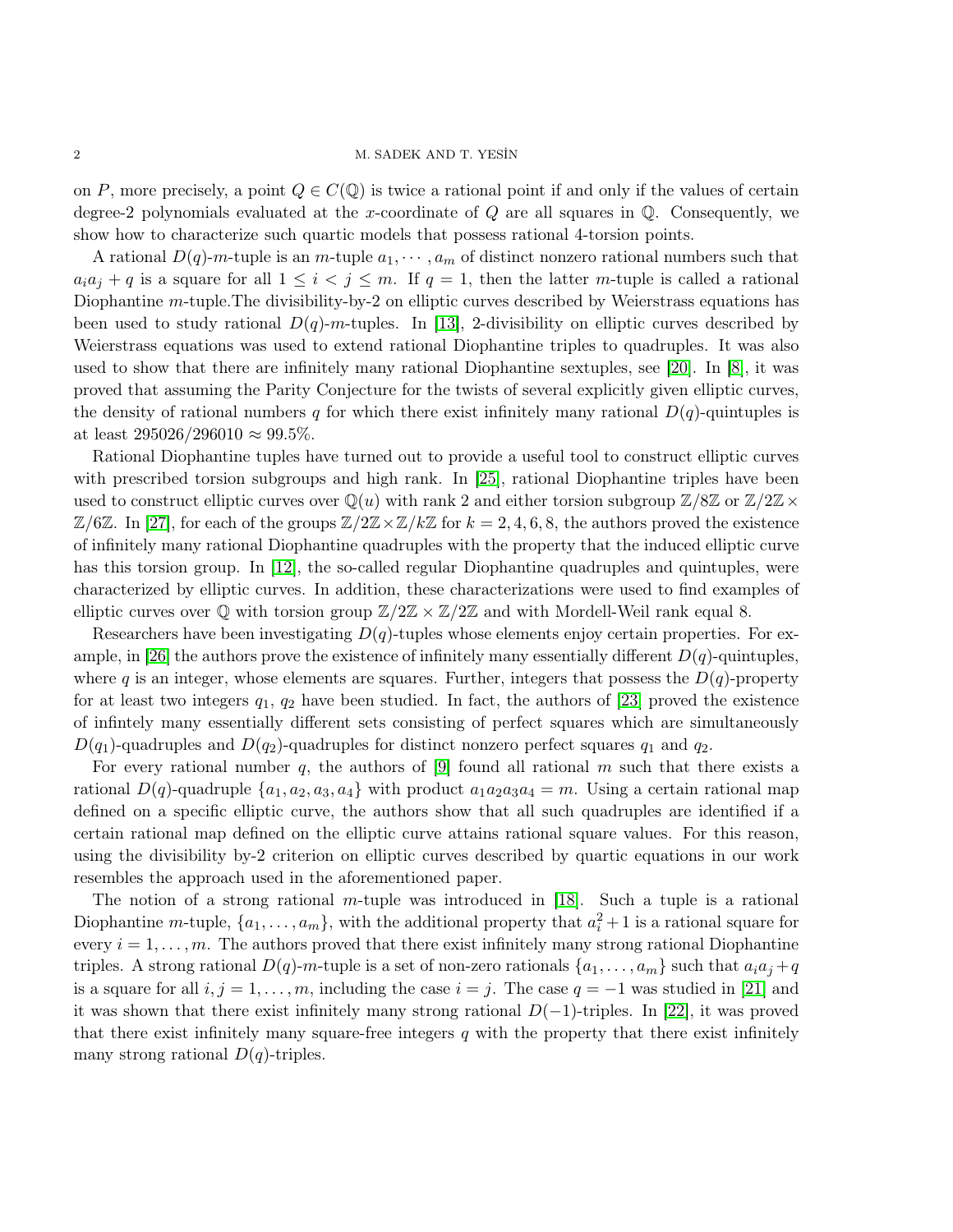on $P$, more precisely, a point $Q \in C(\mathbb{Q})$ is twice a rational point if and only if the values of certain degree-2 polynomials evaluated at the $x$-coordinate of $Q$ are all squares in $\mathbb{Q}$. Consequently, we show how to characterize such quartic models that possess rational 4-torsion points.

A rational $D(q)$-$m$-tuple is an $m$-tuple $a_1, \cdots, a_m$ of distinct nonzero rational numbers such that $a_i a_j + q$ is a square for all $1 \le i < j \le m$. If $q = 1$, then the latter $m$-tuple is called a rational Diophantine $m$-tuple.The divisibility-by-2 on elliptic curves described by Weierstrass equations has been used to study rational $D(q)$-$m$-tuples. In [13], 2-divisibility on elliptic curves described by Weierstrass equations was used to extend rational Diophantine triples to quadruples. It was also used to show that there are infinitely many rational Diophantine sextuples, see [20]. In [8], it was proved that assuming the Parity Conjecture for the twists of several explicitly given elliptic curves, the density of rational numbers $q$ for which there exist infinitely many rational $D(q)$-quintuples is at least $295026/296010 \approx 99.5\%$.

Rational Diophantine tuples have turned out to provide a useful tool to construct elliptic curves with prescribed torsion subgroups and high rank. In [25], rational Diophantine triples have been used to construct elliptic curves over $\mathbb{Q}(u)$ with rank 2 and either torsion subgroup $\mathbb{Z}/8\mathbb{Z}$ or $\mathbb{Z}/2\mathbb{Z} \times \mathbb{Z}/6\mathbb{Z}$. In [27], for each of the groups $\mathbb{Z}/2\mathbb{Z} \times \mathbb{Z}/k\mathbb{Z}$ for $k = 2, 4, 6, 8$, the authors proved the existence of infinitely many rational Diophantine quadruples with the property that the induced elliptic curve has this torsion group. In [12], the so-called regular Diophantine quadruples and quintuples, were characterized by elliptic curves. In addition, these characterizations were used to find examples of elliptic curves over $\mathbb{Q}$ with torsion group $\mathbb{Z}/2\mathbb{Z} \times \mathbb{Z}/2\mathbb{Z}$ and with Mordell-Weil rank equal 8.

Researchers have been investigating $D(q)$-tuples whose elements enjoy certain properties. For example, in [26] the authors prove the existence of infinitely many essentially different $D(q)$-quintuples, where $q$ is an integer, whose elements are squares. Further, integers that possess the $D(q)$-property for at least two integers $q_1$, $q_2$ have been studied. In fact, the authors of [23] proved the existence of infintely many essentially different sets consisting of perfect squares which are simultaneously $D(q_1)$-quadruples and $D(q_2)$-quadruples for distinct nonzero perfect squares $q_1$ and $q_2$.

For every rational number $q$, the authors of [9] found all rational $m$ such that there exists a rational $D(q)$-quadruple $\{a_1, a_2, a_3, a_4\}$ with product $a_1 a_2 a_3 a_4 = m$. Using a certain rational map defined on a specific elliptic curve, the authors show that all such quadruples are identified if a certain rational map defined on the elliptic curve attains rational square values. For this reason, using the divisibility by-2 criterion on elliptic curves described by quartic equations in our work resembles the approach used in the aforementioned paper.

The notion of a strong rational $m$-tuple was introduced in [18]. Such a tuple is a rational Diophantine $m$-tuple, $\{a_1, \ldots, a_m\}$, with the additional property that $a_i^2 + 1$ is a rational square for every $i = 1, \ldots, m$. The authors proved that there exist infinitely many strong rational Diophantine triples. A strong rational $D(q)$-$m$-tuple is a set of non-zero rationals $\{a_1, \ldots, a_m\}$ such that $a_i a_j + q$ is a square for all $i, j = 1, \ldots, m$, including the case $i = j$. The case $q = -1$ was studied in [21] and it was shown that there exist infinitely many strong rational $D(-1)$-triples. In [22], it was proved that there exist infinitely many square-free integers $q$ with the property that there exist infinitely many strong rational $D(q)$-triples.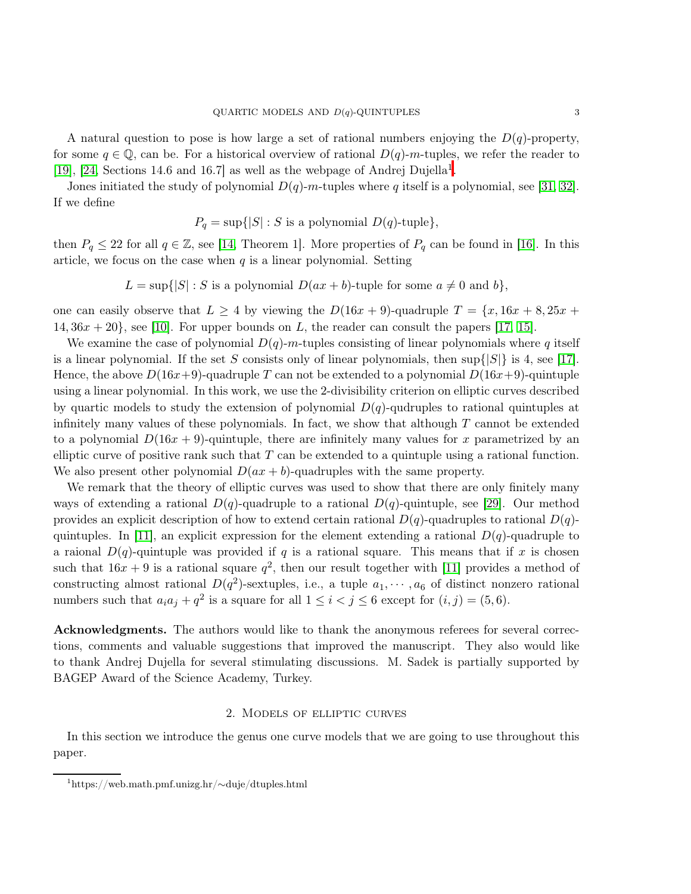A natural question to pose is how large a set of rational numbers enjoying the $D(q)$-property, for some $q \in \mathbb{Q}$, can be. For a historical overview of rational $D(q)$-$m$-tuples, we refer the reader to [19], [24, Sections 14.6 and 16.7] as well as the webpage of Andrej Dujella[1].

Jones initiated the study of polynomial $D(q)$-$m$-tuples where $q$ itself is a polynomial, see [31, 32]. If we define

$$P_q = \sup\{|S| : S \text{ is a polynomial } D(q)\text{-tuple}\},$$

then $P_q \leq 22$ for all $q \in \mathbb{Z}$, see [14, Theorem 1]. More properties of $P_q$ can be found in [16]. In this article, we focus on the case when $q$ is a linear polynomial. Setting

$$L = \sup\{|S| : S \text{ is a polynomial } D(ax+b)\text{-tuple for some } a \neq 0 \text{ and } b\},$$

one can easily observe that $L \geq 4$ by viewing the $D(16x+9)$-quadruple $T = \{x, 16x+8, 25x+14, 36x+20\}$, see [10]. For upper bounds on $L$, the reader can consult the papers [17, 15].

We examine the case of polynomial $D(q)$-$m$-tuples consisting of linear polynomials where $q$ itself is a linear polynomial. If the set $S$ consists only of linear polynomials, then $\sup\{|S|\}$ is 4, see [17]. Hence, the above $D(16x+9)$-quadruple $T$ can not be extended to a polynomial $D(16x+9)$-quintuple using a linear polynomial. In this work, we use the 2-divisibility criterion on elliptic curves described by quartic models to study the extension of polynomial $D(q)$-qudruples to rational quintuples at infinitely many values of these polynomials. In fact, we show that although $T$ cannot be extended to a polynomial $D(16x+9)$-quintuple, there are infinitely many values for $x$ parametrized by an elliptic curve of positive rank such that $T$ can be extended to a quintuple using a rational function. We also present other polynomial $D(ax+b)$-quadruples with the same property.

We remark that the theory of elliptic curves was used to show that there are only finitely many ways of extending a rational $D(q)$-quadruple to a rational $D(q)$-quintuple, see [29]. Our method provides an explicit description of how to extend certain rational $D(q)$-quadruples to rational $D(q)$-quintuples. In [11], an explicit expression for the element extending a rational $D(q)$-quadruple to a raional $D(q)$-quintuple was provided if $q$ is a rational square. This means that if $x$ is chosen such that $16x+9$ is a rational square $q^2$, then our result together with [11] provides a method of constructing almost rational $D(q^2)$-sextuples, i.e., a tuple $a_1, \cdots, a_6$ of distinct nonzero rational numbers such that $a_ia_j + q^2$ is a square for all $1 \leq i < j \leq 6$ except for $(i,j) = (5,6)$.

**Acknowledgments.** The authors would like to thank the anonymous referees for several corrections, comments and valuable suggestions that improved the manuscript. They also would like to thank Andrej Dujella for several stimulating discussions. M. Sadek is partially supported by BAGEP Award of the Science Academy, Turkey.

## 2. Models of elliptic curves

In this section we introduce the genus one curve models that we are going to use throughout this paper.

---

[1] https://web.math.pmf.unizg.hr/∼duje/dtuples.html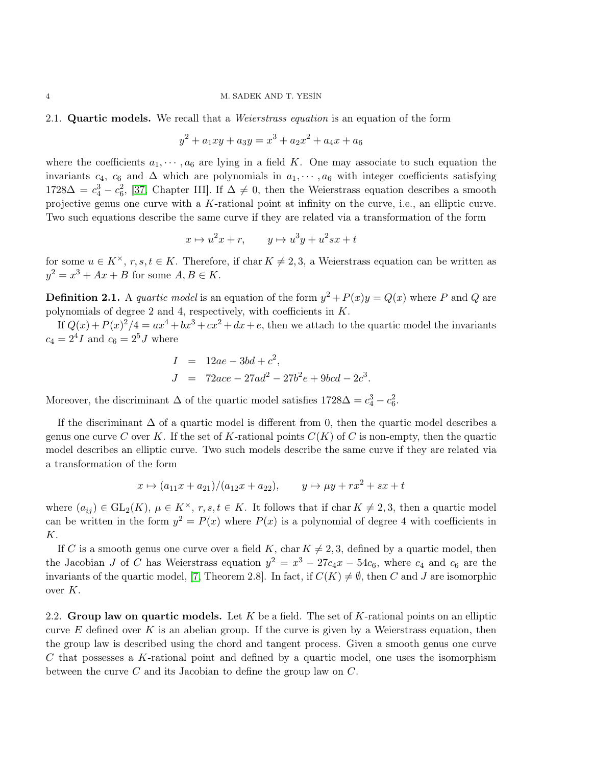### 2.1. Quartic models.

We recall that a *Weierstrass equation* is an equation of the form

$$y^2 + a_1xy + a_3y = x^3 + a_2x^2 + a_4x + a_6$$

where the coefficients $a_1, \cdots, a_6$ are lying in a field $K$. One may associate to such equation the invariants $c_4$, $c_6$ and $\Delta$ which are polynomials in $a_1, \cdots, a_6$ with integer coefficients satisfying $1728\Delta = c_4^3 - c_6^2$, [37, Chapter III]. If $\Delta \neq 0$, then the Weierstrass equation describes a smooth projective genus one curve with a $K$-rational point at infinity on the curve, i.e., an elliptic curve. Two such equations describe the same curve if they are related via a transformation of the form

$$x \mapsto u^2x + r, \qquad y \mapsto u^3y + u^2sx + t$$

for some $u \in K^\times$, $r, s, t \in K$. Therefore, if $\operatorname{char} K \neq 2, 3$, a Weierstrass equation can be written as $y^2 = x^3 + Ax + B$ for some $A, B \in K$.

**Definition 2.1.** A *quartic model* is an equation of the form $y^2 + P(x)y = Q(x)$ where $P$ and $Q$ are polynomials of degree 2 and 4, respectively, with coefficients in $K$.

If $Q(x) + P(x)^2/4 = ax^4 + bx^3 + cx^2 + dx + e$, then we attach to the quartic model the invariants $c_4 = 2^4I$ and $c_6 = 2^5J$ where

$$\begin{aligned} I &= 12ae - 3bd + c^2, \\ J &= 72ace - 27ad^2 - 27b^2e + 9bcd - 2c^3. \end{aligned}$$

Moreover, the discriminant $\Delta$ of the quartic model satisfies $1728\Delta = c_4^3 - c_6^2$.

If the discriminant $\Delta$ of a quartic model is different from 0, then the quartic model describes a genus one curve $C$ over $K$. If the set of $K$-rational points $C(K)$ of $C$ is non-empty, then the quartic model describes an elliptic curve. Two such models describe the same curve if they are related via a transformation of the form

$$x \mapsto (a_{11}x + a_{21})/(a_{12}x + a_{22}), \qquad y \mapsto \mu y + rx^2 + sx + t$$

where $(a_{ij}) \in \mathrm{GL}_2(K)$, $\mu \in K^\times$, $r, s, t \in K$. It follows that if $\operatorname{char} K \neq 2, 3$, then a quartic model can be written in the form $y^2 = P(x)$ where $P(x)$ is a polynomial of degree 4 with coefficients in $K$.

If $C$ is a smooth genus one curve over a field $K$, $\operatorname{char} K \neq 2, 3$, defined by a quartic model, then the Jacobian $J$ of $C$ has Weierstrass equation $y^2 = x^3 - 27c_4x - 54c_6$, where $c_4$ and $c_6$ are the invariants of the quartic model, [7, Theorem 2.8]. In fact, if $C(K) \neq \emptyset$, then $C$ and $J$ are isomorphic over $K$.

### 2.2. Group law on quartic models.

Let $K$ be a field. The set of $K$-rational points on an elliptic curve $E$ defined over $K$ is an abelian group. If the curve is given by a Weierstrass equation, then the group law is described using the chord and tangent process. Given a smooth genus one curve $C$ that possesses a $K$-rational point and defined by a quartic model, one uses the isomorphism between the curve $C$ and its Jacobian to define the group law on $C$.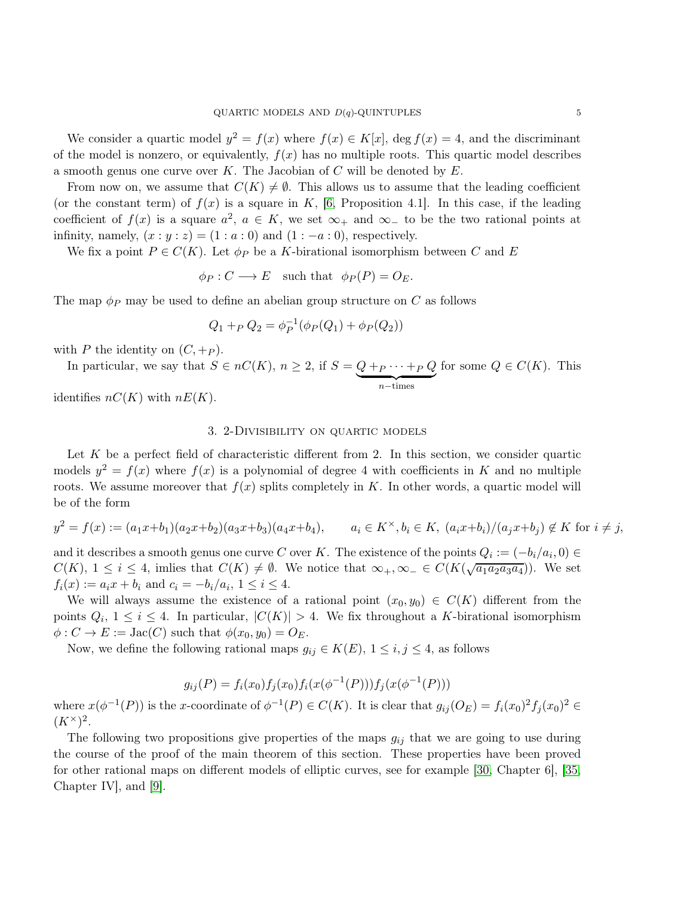We consider a quartic model $y^2 = f(x)$ where $f(x) \in K[x]$, $\deg f(x) = 4$, and the discriminant of the model is nonzero, or equivalently, $f(x)$ has no multiple roots. This quartic model describes a smooth genus one curve over $K$. The Jacobian of $C$ will be denoted by $E$.

From now on, we assume that $C(K) \neq \emptyset$. This allows us to assume that the leading coefficient (or the constant term) of $f(x)$ is a square in $K$, [6, Proposition 4.1]. In this case, if the leading coefficient of $f(x)$ is a square $a^2$, $a \in K$, we set $\infty_+$ and $\infty_-$ to be the two rational points at infinity, namely, $(x : y : z) = (1 : a : 0)$ and $(1 : -a : 0)$, respectively.

We fix a point $P \in C(K)$. Let $\phi_P$ be a $K$-birational isomorphism between $C$ and $E$

$$\phi_P : C \longrightarrow E \quad \text{such that} \quad \phi_P(P) = O_E.$$

The map $\phi_P$ may be used to define an abelian group structure on $C$ as follows

$$Q_1 +_P Q_2 = \phi_P^{-1}(\phi_P(Q_1) + \phi_P(Q_2))$$

with $P$ the identity on $(C, +_P)$.

In particular, we say that $S \in nC(K)$, $n \geq 2$, if $S = \underbrace{Q +_P \cdots +_P Q}_{n-\text{times}}$ for some $Q \in C(K)$. This identifies $nC(K)$ with $nE(K)$.

## 3. 2-Divisibility on quartic models

Let $K$ be a perfect field of characteristic different from 2. In this section, we consider quartic models $y^2 = f(x)$ where $f(x)$ is a polynomial of degree 4 with coefficients in $K$ and no multiple roots. We assume moreover that $f(x)$ splits completely in $K$. In other words, a quartic model will be of the form

$$y^2 = f(x) := (a_1x+b_1)(a_2x+b_2)(a_3x+b_3)(a_4x+b_4), \qquad a_i \in K^\times, b_i \in K,\ (a_ix+b_i)/(a_jx+b_j) \notin K \text{ for } i \neq j,$$

and it describes a smooth genus one curve $C$ over $K$. The existence of the points $Q_i := (-b_i/a_i, 0) \in C(K)$, $1 \leq i \leq 4$, imlies that $C(K) \neq \emptyset$. We notice that $\infty_+, \infty_- \in C(K(\sqrt{a_1a_2a_3a_4}))$. We set $f_i(x) := a_ix + b_i$ and $c_i = -b_i/a_i$, $1 \leq i \leq 4$.

We will always assume the existence of a rational point $(x_0, y_0) \in C(K)$ different from the points $Q_i$, $1 \leq i \leq 4$. In particular, $|C(K)| > 4$. We fix throughout a $K$-birational isomorphism $\phi : C \to E := \text{Jac}(C)$ such that $\phi(x_0, y_0) = O_E$.

Now, we define the following rational maps $g_{ij} \in K(E)$, $1 \leq i, j \leq 4$, as follows

$$g_{ij}(P) = f_i(x_0)f_j(x_0)f_i(x(\phi^{-1}(P)))f_j(x(\phi^{-1}(P)))$$

where $x(\phi^{-1}(P))$ is the $x$-coordinate of $\phi^{-1}(P) \in C(K)$. It is clear that $g_{ij}(O_E) = f_i(x_0)^2 f_j(x_0)^2 \in (K^\times)^2$.

The following two propositions give properties of the maps $g_{ij}$ that we are going to use during the course of the proof of the main theorem of this section. These properties have been proved for other rational maps on different models of elliptic curves, see for example [30, Chapter 6], [35, Chapter IV], and [9].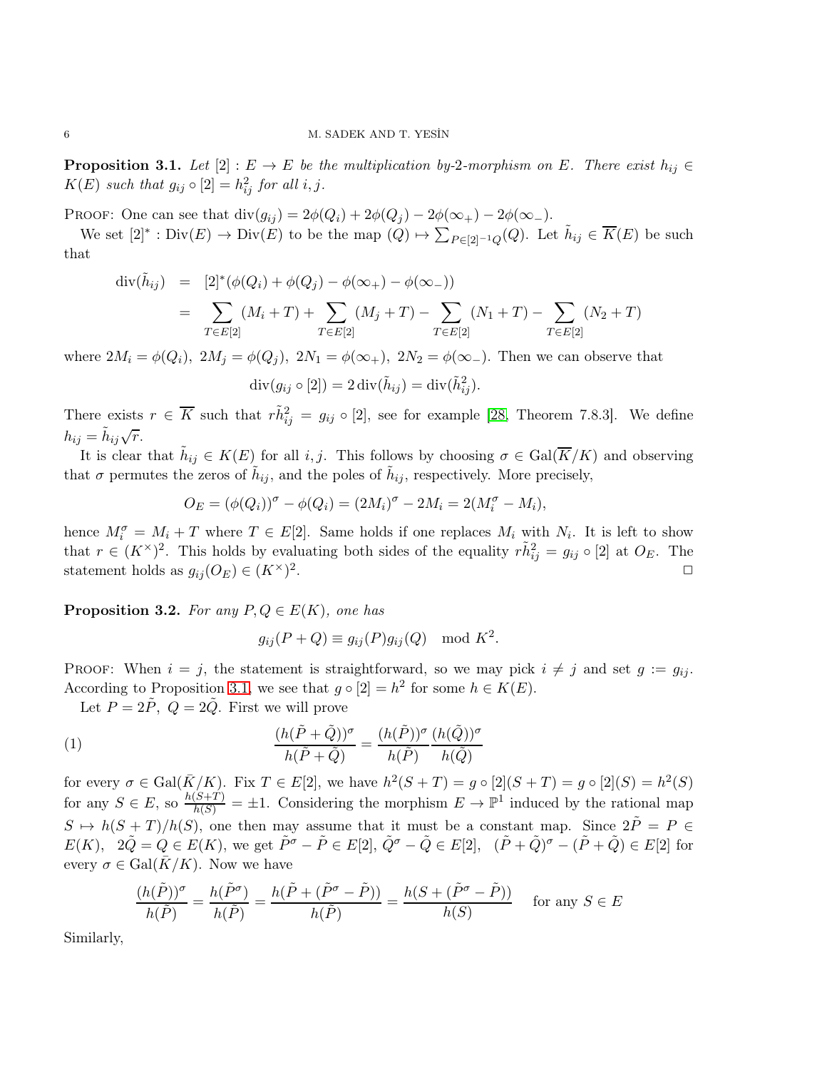**Proposition 3.1.** *Let $[2] : E \to E$ be the multiplication by-2-morphism on $E$. There exist $h_{ij} \in K(E)$ such that $g_{ij} \circ [2] = h_{ij}^2$ for all $i, j$.*

PROOF: One can see that $\operatorname{div}(g_{ij}) = 2\phi(Q_i) + 2\phi(Q_j) - 2\phi(\infty_+) - 2\phi(\infty_-)$.

We set $[2]^* : \operatorname{Div}(E) \to \operatorname{Div}(E)$ to be the map $(Q) \mapsto \sum_{P \in [2]^{-1}Q}(Q)$. Let $\tilde{h}_{ij} \in \overline{K}(E)$ be such that

$$
\begin{aligned}
\operatorname{div}(\tilde{h}_{ij}) &= [2]^*(\phi(Q_i) + \phi(Q_j) - \phi(\infty_+) - \phi(\infty_-)) \\
&= \sum_{T \in E[2]} (M_i + T) + \sum_{T \in E[2]} (M_j + T) - \sum_{T \in E[2]} (N_1 + T) - \sum_{T \in E[2]} (N_2 + T)
\end{aligned}
$$

where $2M_i = \phi(Q_i),\ 2M_j = \phi(Q_j),\ 2N_1 = \phi(\infty_+),\ 2N_2 = \phi(\infty_-)$. Then we can observe that

$$
\operatorname{div}(g_{ij} \circ [2]) = 2 \operatorname{div}(\tilde{h}_{ij}) = \operatorname{div}(\tilde{h}_{ij}^2).
$$

There exists $r \in \overline{K}$ such that $r\tilde{h}_{ij}^2 = g_{ij} \circ [2]$, see for example [28, Theorem 7.8.3]. We define $h_{ij} = \tilde{h}_{ij}\sqrt{r}$.

It is clear that $\tilde{h}_{ij} \in K(E)$ for all $i, j$. This follows by choosing $\sigma \in \operatorname{Gal}(\overline{K}/K)$ and observing that $\sigma$ permutes the zeros of $\tilde{h}_{ij}$, and the poles of $\tilde{h}_{ij}$, respectively. More precisely,

$$
O_E = (\phi(Q_i))^\sigma - \phi(Q_i) = (2M_i)^\sigma - 2M_i = 2(M_i^\sigma - M_i),
$$

hence $M_i^\sigma = M_i + T$ where $T \in E[2]$. Same holds if one replaces $M_i$ with $N_i$. It is left to show that $r \in (K^\times)^2$. This holds by evaluating both sides of the equality $r\tilde{h}_{ij}^2 = g_{ij} \circ [2]$ at $O_E$. The statement holds as $g_{ij}(O_E) \in (K^\times)^2$. $\square$

**Proposition 3.2.** *For any $P, Q \in E(K)$, one has*

$$
g_{ij}(P + Q) \equiv g_{ij}(P)g_{ij}(Q) \mod K^2.
$$

PROOF: When $i = j$, the statement is straightforward, so we may pick $i \neq j$ and set $g := g_{ij}$. According to Proposition 3.1, we see that $g \circ [2] = h^2$ for some $h \in K(E)$.

Let $P = 2\tilde{P},\ Q = 2\tilde{Q}$. First we will prove

$$
\frac{(h(\tilde{P} + \tilde{Q}))^\sigma}{h(\tilde{P} + \tilde{Q})} = \frac{(h(\tilde{P}))^\sigma}{h(\tilde{P})} \frac{(h(\tilde{Q}))^\sigma}{h(\tilde{Q})} \tag{1}
$$

for every $\sigma \in \operatorname{Gal}(\bar{K}/K)$. Fix $T \in E[2]$, we have $h^2(S + T) = g \circ [2](S + T) = g \circ [2](S) = h^2(S)$ for any $S \in E$, so $\frac{h(S+T)}{h(S)} = \pm 1$. Considering the morphism $E \to \mathbb{P}^1$ induced by the rational map $S \mapsto h(S + T)/h(S)$, one then may assume that it must be a constant map. Since $2\tilde{P} = P \in E(K),\ \ 2\tilde{Q} = Q \in E(K)$, we get $\tilde{P}^\sigma - \tilde{P} \in E[2],\ \tilde{Q}^\sigma - \tilde{Q} \in E[2],\ \ (\tilde{P} + \tilde{Q})^\sigma - (\tilde{P} + \tilde{Q}) \in E[2]$ for every $\sigma \in \operatorname{Gal}(\bar{K}/K)$. Now we have

$$
\frac{(h(\tilde{P}))^\sigma}{h(\tilde{P})} = \frac{h(\tilde{P}^\sigma)}{h(\tilde{P})} = \frac{h(\tilde{P} + (\tilde{P}^\sigma - \tilde{P}))}{h(\tilde{P})} = \frac{h(S + (\tilde{P}^\sigma - \tilde{P}))}{h(S)} \quad \text{for any } S \in E
$$

Similarly,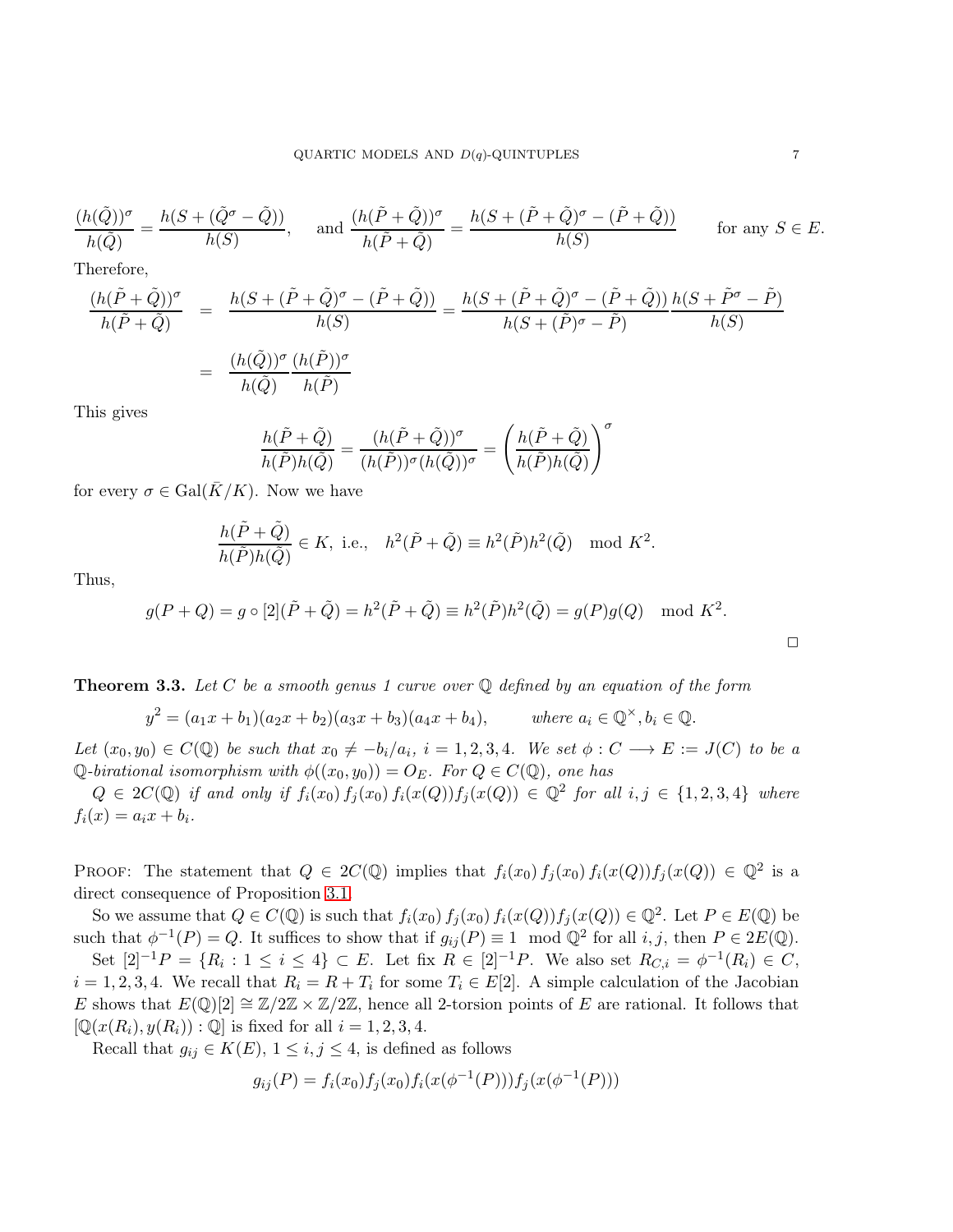$$\frac{(h(\tilde{Q}))^\sigma}{h(\tilde{Q})} = \frac{h(S + (\tilde{Q}^\sigma - \tilde{Q}))}{h(S)}, \quad \text{and } \frac{(h(\tilde{P}+\tilde{Q}))^\sigma}{h(\tilde{P}+\tilde{Q})} = \frac{h(S + (\tilde{P}+\tilde{Q})^\sigma - (\tilde{P}+\tilde{Q}))}{h(S)} \qquad \text{for any } S \in E.$$

Therefore,

$$\begin{aligned}
\frac{(h(\tilde{P}+\tilde{Q}))^\sigma}{h(\tilde{P}+\tilde{Q})} &= \frac{h(S + (\tilde{P}+\tilde{Q})^\sigma - (\tilde{P}+\tilde{Q}))}{h(S)} = \frac{h(S + (\tilde{P}+\tilde{Q})^\sigma - (\tilde{P}+\tilde{Q}))}{h(S + (\tilde{P})^\sigma - \tilde{P})} \frac{h(S + \tilde{P}^\sigma - \tilde{P})}{h(S)} \\
&= \frac{(h(\tilde{Q}))^\sigma}{h(\tilde{Q})} \frac{(h(\tilde{P}))^\sigma}{h(\tilde{P})}
\end{aligned}$$

This gives

$$\frac{h(\tilde{P}+\tilde{Q})}{h(\tilde{P})h(\tilde{Q})} = \frac{(h(\tilde{P}+\tilde{Q}))^\sigma}{(h(\tilde{P}))^\sigma (h(\tilde{Q}))^\sigma} = \left(\frac{h(\tilde{P}+\tilde{Q})}{h(\tilde{P})h(\tilde{Q})}\right)^\sigma$$

for every $\sigma \in \mathrm{Gal}(\bar{K}/K)$. Now we have

$$\frac{h(\tilde{P}+\tilde{Q})}{h(\tilde{P})h(\tilde{Q})} \in K, \text{ i.e., } \quad h^2(\tilde{P}+\tilde{Q}) \equiv h^2(\tilde{P})h^2(\tilde{Q}) \mod K^2.$$

Thus,

$$g(P+Q) = g \circ [2](\tilde{P}+\tilde{Q}) = h^2(\tilde{P}+\tilde{Q}) \equiv h^2(\tilde{P})h^2(\tilde{Q}) = g(P)g(Q) \mod K^2.$$

□

**Theorem 3.3.** *Let $C$ be a smooth genus 1 curve over $\mathbb{Q}$ defined by an equation of the form*

$$y^2 = (a_1x+b_1)(a_2x+b_2)(a_3x+b_3)(a_4x+b_4), \qquad \text{where } a_i \in \mathbb{Q}^\times, b_i \in \mathbb{Q}.$$

*Let $(x_0, y_0) \in C(\mathbb{Q})$ be such that $x_0 \neq -b_i/a_i$, $i = 1, 2, 3, 4$. We set $\phi : C \longrightarrow E := J(C)$ to be a $\mathbb{Q}$-birational isomorphism with $\phi((x_0, y_0)) = O_E$. For $Q \in C(\mathbb{Q})$, one has*

*$Q \in 2C(\mathbb{Q})$ if and only if $f_i(x_0)\, f_j(x_0)\, f_i(x(Q)) f_j(x(Q)) \in \mathbb{Q}^2$ for all $i, j \in \{1, 2, 3, 4\}$ where $f_i(x) = a_ix + b_i$.*

Proof: The statement that $Q \in 2C(\mathbb{Q})$ implies that $f_i(x_0)\, f_j(x_0)\, f_i(x(Q)) f_j(x(Q)) \in \mathbb{Q}^2$ is a direct consequence of Proposition 3.1.

So we assume that $Q \in C(\mathbb{Q})$ is such that $f_i(x_0)\, f_j(x_0)\, f_i(x(Q)) f_j(x(Q)) \in \mathbb{Q}^2$. Let $P \in E(\mathbb{Q})$ be such that $\phi^{-1}(P) = Q$. It suffices to show that if $g_{ij}(P) \equiv 1 \mod \mathbb{Q}^2$ for all $i, j$, then $P \in 2E(\mathbb{Q})$.

Set $[2]^{-1}P = \{R_i : 1 \le i \le 4\} \subset E$. Let fix $R \in [2]^{-1}P$. We also set $R_{C,i} = \phi^{-1}(R_i) \in C$, $i = 1, 2, 3, 4$. We recall that $R_i = R + T_i$ for some $T_i \in E[2]$. A simple calculation of the Jacobian $E$ shows that $E(\mathbb{Q})[2] \cong \mathbb{Z}/2\mathbb{Z} \times \mathbb{Z}/2\mathbb{Z}$, hence all 2-torsion points of $E$ are rational. It follows that $[\mathbb{Q}(x(R_i), y(R_i)) : \mathbb{Q}]$ is fixed for all $i = 1, 2, 3, 4$.

Recall that $g_{ij} \in K(E)$, $1 \le i, j \le 4$, is defined as follows

$$g_{ij}(P) = f_i(x_0)f_j(x_0)f_i(x(\phi^{-1}(P)))f_j(x(\phi^{-1}(P)))$$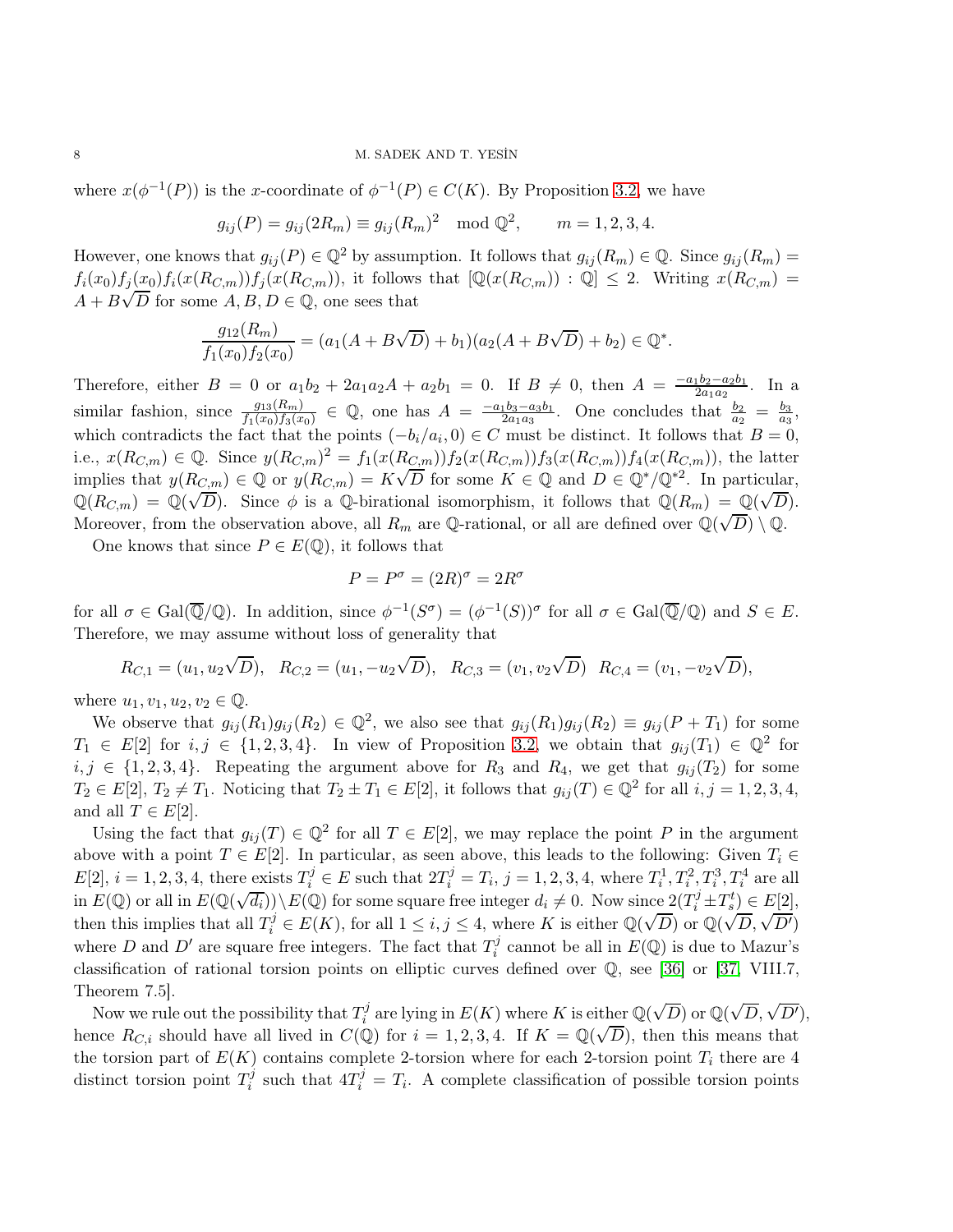where $x(\phi^{-1}(P))$ is the $x$-coordinate of $\phi^{-1}(P) \in C(K)$. By Proposition 3.2, we have

$$g_{ij}(P) = g_{ij}(2R_m) \equiv g_{ij}(R_m)^2 \mod \mathbb{Q}^2, \qquad m = 1, 2, 3, 4.$$

However, one knows that $g_{ij}(P) \in \mathbb{Q}^2$ by assumption. It follows that $g_{ij}(R_m) \in \mathbb{Q}$. Since $g_{ij}(R_m) = f_i(x_0)f_j(x_0)f_i(x(R_{C,m}))f_j(x(R_{C,m}))$, it follows that $[\mathbb{Q}(x(R_{C,m})) : \mathbb{Q}] \le 2$. Writing $x(R_{C,m}) = A + B\sqrt{D}$ for some $A, B, D \in \mathbb{Q}$, one sees that

$$\frac{g_{12}(R_m)}{f_1(x_0)f_2(x_0)} = (a_1(A + B\sqrt{D}) + b_1)(a_2(A + B\sqrt{D}) + b_2) \in \mathbb{Q}^*.$$

Therefore, either $B = 0$ or $a_1b_2 + 2a_1a_2A + a_2b_1 = 0$. If $B \neq 0$, then $A = \frac{-a_1b_2 - a_2b_1}{2a_1a_2}$. In a similar fashion, since $\frac{g_{13}(R_m)}{f_1(x_0)f_3(x_0)} \in \mathbb{Q}$, one has $A = \frac{-a_1b_3 - a_3b_1}{2a_1a_3}$. One concludes that $\frac{b_2}{a_2} = \frac{b_3}{a_3}$, which contradicts the fact that the points $(-b_i/a_i, 0) \in C$ must be distinct. It follows that $B = 0$, i.e., $x(R_{C,m}) \in \mathbb{Q}$. Since $y(R_{C,m})^2 = f_1(x(R_{C,m}))f_2(x(R_{C,m}))f_3(x(R_{C,m}))f_4(x(R_{C,m}))$, the latter implies that $y(R_{C,m}) \in \mathbb{Q}$ or $y(R_{C,m}) = K\sqrt{D}$ for some $K \in \mathbb{Q}$ and $D \in \mathbb{Q}^*/\mathbb{Q}^{*2}$. In particular, $\mathbb{Q}(R_{C,m}) = \mathbb{Q}(\sqrt{D})$. Since $\phi$ is a $\mathbb{Q}$-birational isomorphism, it follows that $\mathbb{Q}(R_m) = \mathbb{Q}(\sqrt{D})$. Moreover, from the observation above, all $R_m$ are $\mathbb{Q}$-rational, or all are defined over $\mathbb{Q}(\sqrt{D}) \setminus \mathbb{Q}$.

One knows that since $P \in E(\mathbb{Q})$, it follows that

$$P = P^\sigma = (2R)^\sigma = 2R^\sigma$$

for all $\sigma \in \mathrm{Gal}(\overline{\mathbb{Q}}/\mathbb{Q})$. In addition, since $\phi^{-1}(S^\sigma) = (\phi^{-1}(S))^\sigma$ for all $\sigma \in \mathrm{Gal}(\overline{\mathbb{Q}}/\mathbb{Q})$ and $S \in E$. Therefore, we may assume without loss of generality that

$$R_{C,1} = (u_1, u_2\sqrt{D}), \quad R_{C,2} = (u_1, -u_2\sqrt{D}), \quad R_{C,3} = (v_1, v_2\sqrt{D}) \quad R_{C,4} = (v_1, -v_2\sqrt{D}),$$

where $u_1, v_1, u_2, v_2 \in \mathbb{Q}$.

We observe that $g_{ij}(R_1)g_{ij}(R_2) \in \mathbb{Q}^2$, we also see that $g_{ij}(R_1)g_{ij}(R_2) \equiv g_{ij}(P + T_1)$ for some $T_1 \in E[2]$ for $i, j \in \{1, 2, 3, 4\}$. In view of Proposition 3.2, we obtain that $g_{ij}(T_1) \in \mathbb{Q}^2$ for $i, j \in \{1, 2, 3, 4\}$. Repeating the argument above for $R_3$ and $R_4$, we get that $g_{ij}(T_2)$ for some $T_2 \in E[2]$, $T_2 \neq T_1$. Noticing that $T_2 \pm T_1 \in E[2]$, it follows that $g_{ij}(T) \in \mathbb{Q}^2$ for all $i, j = 1, 2, 3, 4$, and all $T \in E[2]$.

Using the fact that $g_{ij}(T) \in \mathbb{Q}^2$ for all $T \in E[2]$, we may replace the point $P$ in the argument above with a point $T \in E[2]$. In particular, as seen above, this leads to the following: Given $T_i \in E[2]$, $i = 1, 2, 3, 4$, there exists $T_i^j \in E$ such that $2T_i^j = T_i$, $j = 1, 2, 3, 4$, where $T_i^1, T_i^2, T_i^3, T_i^4$ are all in $E(\mathbb{Q})$ or all in $E(\mathbb{Q}(\sqrt{d_i}))\setminus E(\mathbb{Q})$ for some square free integer $d_i \neq 0$. Now since $2(T_i^j \pm T_s^t) \in E[2]$, then this implies that all $T_i^j \in E(K)$, for all $1 \le i, j \le 4$, where $K$ is either $\mathbb{Q}(\sqrt{D})$ or $\mathbb{Q}(\sqrt{D}, \sqrt{D'})$ where $D$ and $D'$ are square free integers. The fact that $T_i^j$ cannot be all in $E(\mathbb{Q})$ is due to Mazur's classification of rational torsion points on elliptic curves defined over $\mathbb{Q}$, see [36] or [37, VIII.7, Theorem 7.5].

Now we rule out the possibility that $T_i^j$ are lying in $E(K)$ where $K$ is either $\mathbb{Q}(\sqrt{D})$ or $\mathbb{Q}(\sqrt{D}, \sqrt{D'})$, hence $R_{C,i}$ should have all lived in $C(\mathbb{Q})$ for $i = 1, 2, 3, 4$. If $K = \mathbb{Q}(\sqrt{D})$, then this means that the torsion part of $E(K)$ contains complete 2-torsion where for each 2-torsion point $T_i$ there are 4 distinct torsion point $T_i^j$ such that $4T_i^j = T_i$. A complete classification of possible torsion points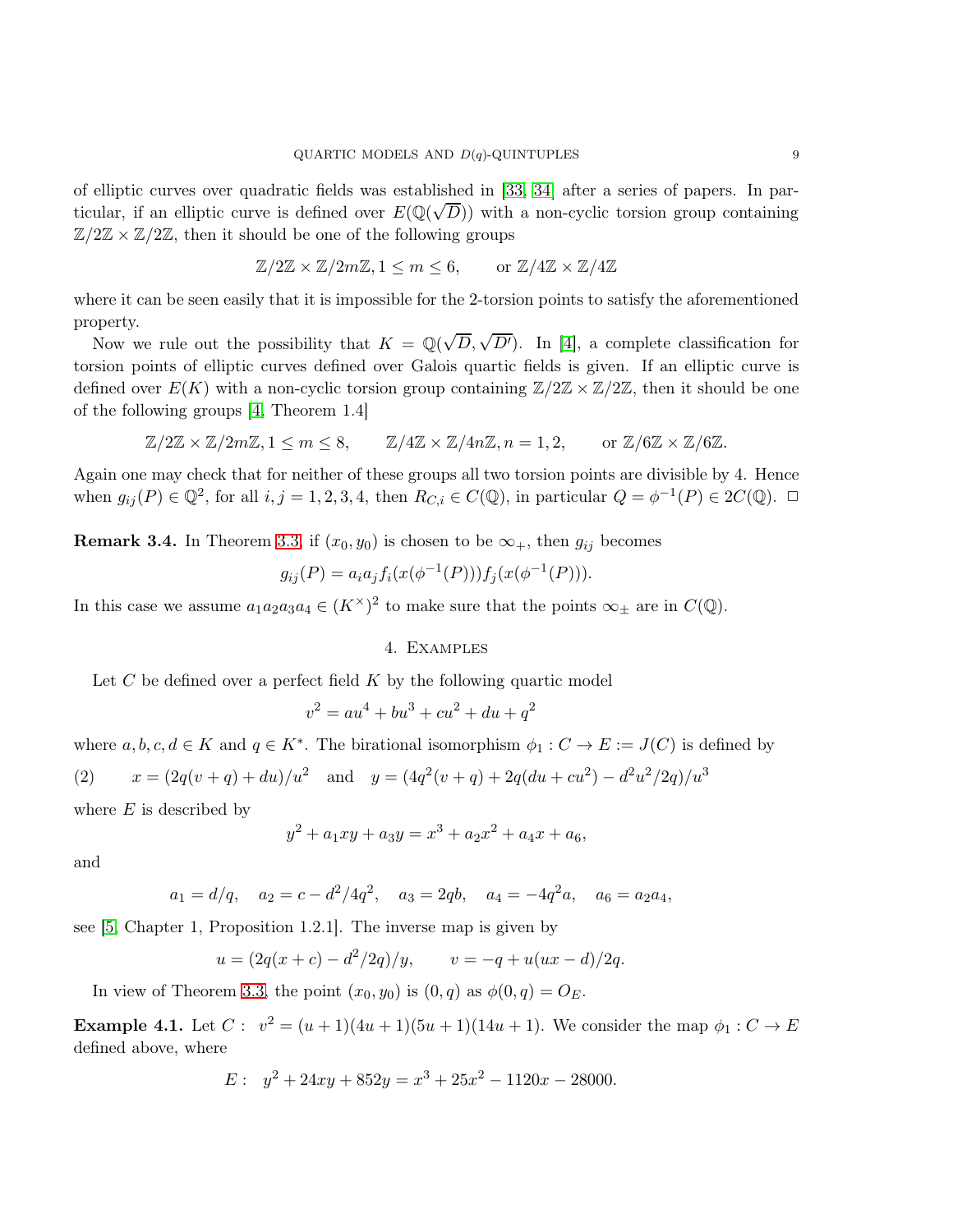of elliptic curves over quadratic fields was established in [33, 34] after a series of papers. In particular, if an elliptic curve is defined over $E(\mathbb{Q}(\sqrt{D}))$ with a non-cyclic torsion group containing $\mathbb{Z}/2\mathbb{Z}\times\mathbb{Z}/2\mathbb{Z}$, then it should be one of the following groups

$$\mathbb{Z}/2\mathbb{Z}\times\mathbb{Z}/2m\mathbb{Z}, 1\le m\le 6, \qquad \text{or } \mathbb{Z}/4\mathbb{Z}\times\mathbb{Z}/4\mathbb{Z}$$

where it can be seen easily that it is impossible for the 2-torsion points to satisfy the aforementioned property.

Now we rule out the possibility that $K=\mathbb{Q}(\sqrt{D},\sqrt{D'})$. In [4], a complete classification for torsion points of elliptic curves defined over Galois quartic fields is given. If an elliptic curve is defined over $E(K)$ with a non-cyclic torsion group containing $\mathbb{Z}/2\mathbb{Z}\times\mathbb{Z}/2\mathbb{Z}$, then it should be one of the following groups [4, Theorem 1.4]

$$\mathbb{Z}/2\mathbb{Z}\times\mathbb{Z}/2m\mathbb{Z}, 1\le m\le 8, \qquad \mathbb{Z}/4\mathbb{Z}\times\mathbb{Z}/4n\mathbb{Z}, n=1,2, \qquad \text{or } \mathbb{Z}/6\mathbb{Z}\times\mathbb{Z}/6\mathbb{Z}.$$

Again one may check that for neither of these groups all two torsion points are divisible by 4. Hence when $g_{ij}(P)\in\mathbb{Q}^2$, for all $i,j=1,2,3,4$, then $R_{C,i}\in C(\mathbb{Q})$, in particular $Q=\phi^{-1}(P)\in 2C(\mathbb{Q})$. □

**Remark 3.4.** In Theorem 3.3, if $(x_0,y_0)$ is chosen to be $\infty_+$, then $g_{ij}$ becomes

$$g_{ij}(P)=a_ia_jf_i(x(\phi^{-1}(P)))f_j(x(\phi^{-1}(P))).$$

In this case we assume $a_1a_2a_3a_4\in(K^\times)^2$ to make sure that the points $\infty_\pm$ are in $C(\mathbb{Q})$.

## 4. Examples

Let $C$ be defined over a perfect field $K$ by the following quartic model

$$v^2=au^4+bu^3+cu^2+du+q^2$$

where $a,b,c,d\in K$ and $q\in K^*$. The birational isomorphism $\phi_1: C\to E:=J(C)$ is defined by

$$(2)\qquad x=(2q(v+q)+du)/u^2 \quad\text{and}\quad y=(4q^2(v+q)+2q(du+cu^2)-d^2u^2/2q)/u^3$$

where $E$ is described by

$$y^2+a_1xy+a_3y=x^3+a_2x^2+a_4x+a_6,$$

and

$$a_1=d/q,\quad a_2=c-d^2/4q^2,\quad a_3=2qb,\quad a_4=-4q^2a,\quad a_6=a_2a_4,$$

see [5, Chapter 1, Proposition 1.2.1]. The inverse map is given by

$$u=(2q(x+c)-d^2/2q)/y,\qquad v=-q+u(ux-d)/2q.$$

In view of Theorem 3.3, the point $(x_0,y_0)$ is $(0,q)$ as $\phi(0,q)=O_E$.

**Example 4.1.** Let $C:\ v^2=(u+1)(4u+1)(5u+1)(14u+1)$. We consider the map $\phi_1: C\to E$ defined above, where

$$E:\ y^2+24xy+852y=x^3+25x^2-1120x-28000.$$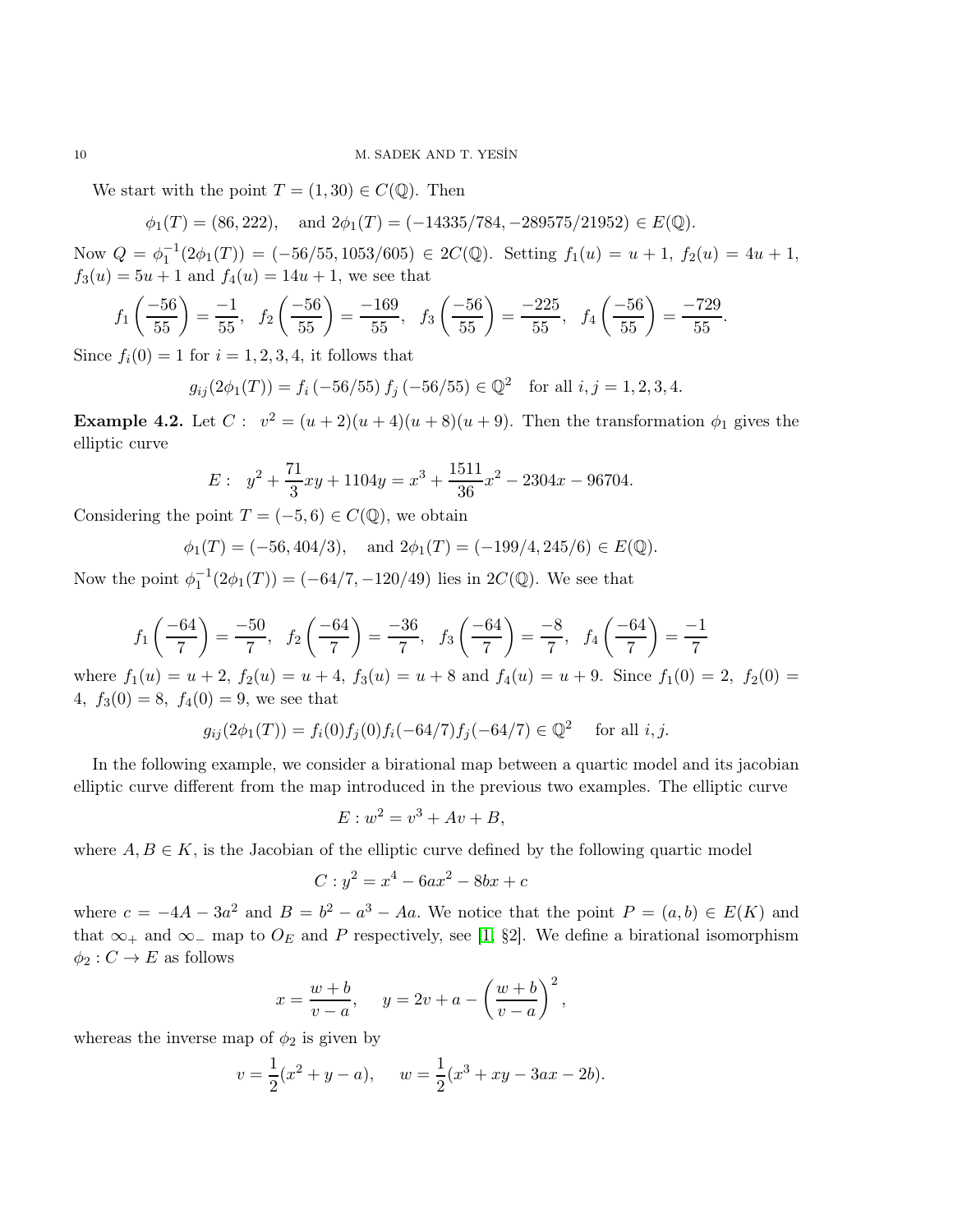We start with the point $T = (1, 30) \in C(\mathbb{Q})$. Then

$$\phi_1(T) = (86, 222), \quad \text{and } 2\phi_1(T) = (-14335/784, -289575/21952) \in E(\mathbb{Q}).$$

Now $Q = \phi_1^{-1}(2\phi_1(T)) = (-56/55, 1053/605) \in 2C(\mathbb{Q})$. Setting $f_1(u) = u + 1$, $f_2(u) = 4u + 1$, $f_3(u) = 5u + 1$ and $f_4(u) = 14u + 1$, we see that

$$f_1\left(\frac{-56}{55}\right) = \frac{-1}{55}, \quad f_2\left(\frac{-56}{55}\right) = \frac{-169}{55}, \quad f_3\left(\frac{-56}{55}\right) = \frac{-225}{55}, \quad f_4\left(\frac{-56}{55}\right) = \frac{-729}{55}.$$

Since $f_i(0) = 1$ for $i = 1, 2, 3, 4$, it follows that

$$g_{ij}(2\phi_1(T)) = f_i(-56/55)\, f_j(-56/55) \in \mathbb{Q}^2 \quad \text{for all } i, j = 1, 2, 3, 4.$$

**Example 4.2.** Let $C: \; v^2 = (u+2)(u+4)(u+8)(u+9)$. Then the transformation $\phi_1$ gives the elliptic curve

$$E: \; y^2 + \frac{71}{3}xy + 1104y = x^3 + \frac{1511}{36}x^2 - 2304x - 96704.$$

Considering the point $T = (-5, 6) \in C(\mathbb{Q})$, we obtain

$$\phi_1(T) = (-56, 404/3), \quad \text{and } 2\phi_1(T) = (-199/4, 245/6) \in E(\mathbb{Q}).$$

Now the point $\phi_1^{-1}(2\phi_1(T)) = (-64/7, -120/49)$ lies in $2C(\mathbb{Q})$. We see that

$$f_1\left(\frac{-64}{7}\right) = \frac{-50}{7}, \quad f_2\left(\frac{-64}{7}\right) = \frac{-36}{7}, \quad f_3\left(\frac{-64}{7}\right) = \frac{-8}{7}, \quad f_4\left(\frac{-64}{7}\right) = \frac{-1}{7}$$

where $f_1(u) = u + 2$, $f_2(u) = u + 4$, $f_3(u) = u + 8$ and $f_4(u) = u + 9$. Since $f_1(0) = 2$, $f_2(0) = 4$, $f_3(0) = 8$, $f_4(0) = 9$, we see that

$$g_{ij}(2\phi_1(T)) = f_i(0)f_j(0)f_i(-64/7)f_j(-64/7) \in \mathbb{Q}^2 \quad \text{for all } i, j.$$

In the following example, we consider a birational map between a quartic model and its jacobian elliptic curve different from the map introduced in the previous two examples. The elliptic curve

$$E: w^2 = v^3 + Av + B,$$

where $A, B \in K$, is the Jacobian of the elliptic curve defined by the following quartic model

$$C: y^2 = x^4 - 6ax^2 - 8bx + c$$

where $c = -4A - 3a^2$ and $B = b^2 - a^3 - Aa$. We notice that the point $P = (a, b) \in E(K)$ and that $\infty_+$ and $\infty_-$ map to $O_E$ and $P$ respectively, see [1, §2]. We define a birational isomorphism $\phi_2 : C \to E$ as follows

$$x = \frac{w+b}{v-a}, \quad y = 2v + a - \left(\frac{w+b}{v-a}\right)^2,$$

whereas the inverse map of $\phi_2$ is given by

$$v = \frac{1}{2}(x^2 + y - a), \quad w = \frac{1}{2}(x^3 + xy - 3ax - 2b).$$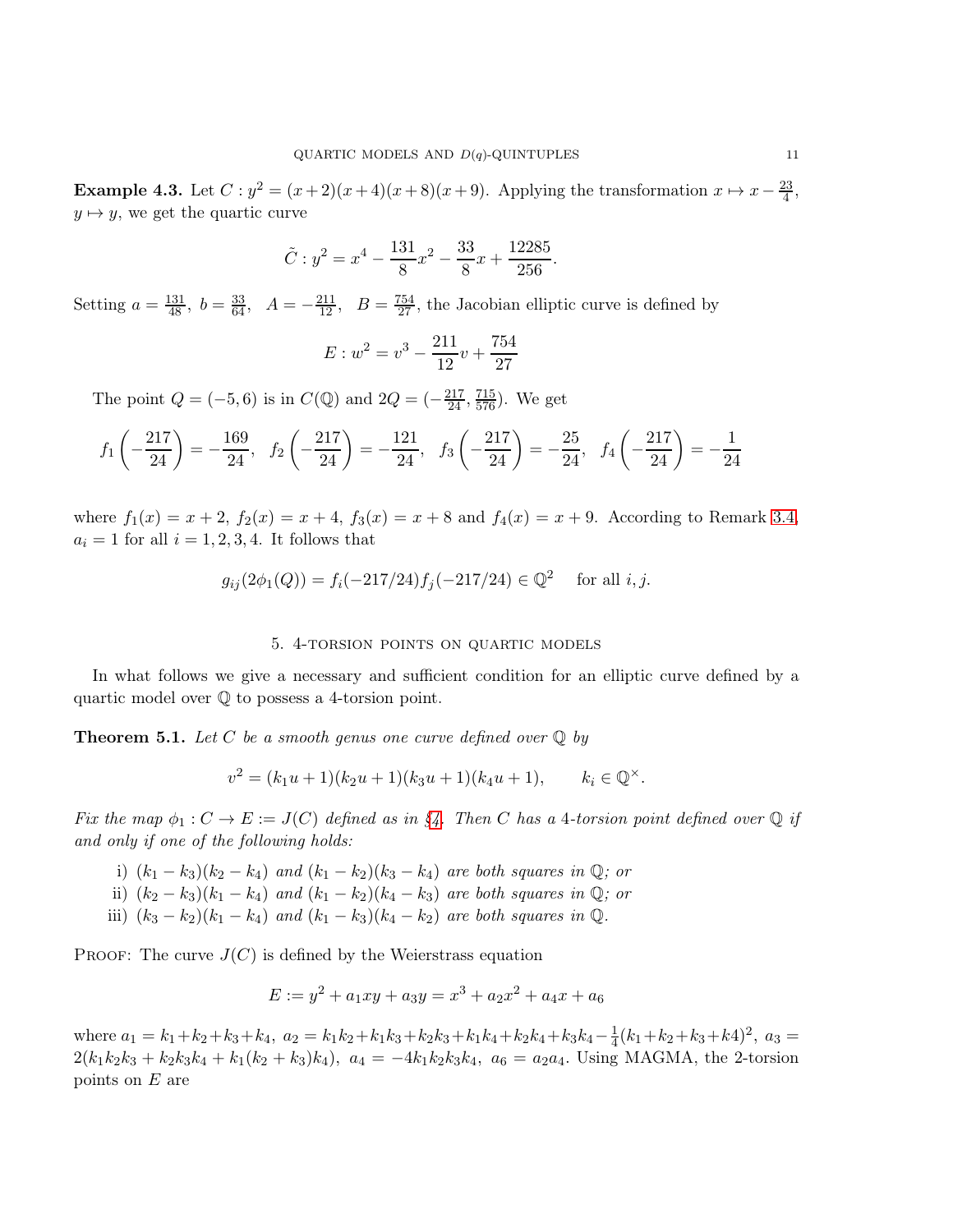**Example 4.3.** Let $C : y^2 = (x+2)(x+4)(x+8)(x+9)$. Applying the transformation $x \mapsto x - \frac{23}{4}$, $y \mapsto y$, we get the quartic curve

$$\tilde{C} : y^2 = x^4 - \frac{131}{8}x^2 - \frac{33}{8}x + \frac{12285}{256}.$$

Setting $a = \frac{131}{48}$, $b = \frac{33}{64}$, $A = -\frac{211}{12}$, $B = \frac{754}{27}$, the Jacobian elliptic curve is defined by

$$E : w^2 = v^3 - \frac{211}{12}v + \frac{754}{27}$$

The point $Q = (-5, 6)$ is in $C(\mathbb{Q})$ and $2Q = (-\frac{217}{24}, \frac{715}{576})$. We get

$$f_1\left(-\frac{217}{24}\right) = -\frac{169}{24}, \quad f_2\left(-\frac{217}{24}\right) = -\frac{121}{24}, \quad f_3\left(-\frac{217}{24}\right) = -\frac{25}{24}, \quad f_4\left(-\frac{217}{24}\right) = -\frac{1}{24}$$

where $f_1(x) = x+2$, $f_2(x) = x+4$, $f_3(x) = x+8$ and $f_4(x) = x+9$. According to Remark 3.4, $a_i = 1$ for all $i = 1, 2, 3, 4$. It follows that

$$g_{ij}(2\phi_1(Q)) = f_i(-217/24)f_j(-217/24) \in \mathbb{Q}^2 \quad \text{for all } i, j.$$

## 5. 4-torsion points on quartic models

In what follows we give a necessary and sufficient condition for an elliptic curve defined by a quartic model over $\mathbb{Q}$ to possess a 4-torsion point.

**Theorem 5.1.** *Let $C$ be a smooth genus one curve defined over $\mathbb{Q}$ by*

$$v^2 = (k_1u+1)(k_2u+1)(k_3u+1)(k_4u+1), \qquad k_i \in \mathbb{Q}^\times.$$

*Fix the map $\phi_1 : C \to E := J(C)$ defined as in §4. Then $C$ has a 4-torsion point defined over $\mathbb{Q}$ if and only if one of the following holds:*

- i) $(k_1 - k_3)(k_2 - k_4)$ *and* $(k_1 - k_2)(k_3 - k_4)$ *are both squares in* $\mathbb{Q}$; *or*
- ii) $(k_2 - k_3)(k_1 - k_4)$ *and* $(k_1 - k_2)(k_4 - k_3)$ *are both squares in* $\mathbb{Q}$; *or*
- iii) $(k_3 - k_2)(k_1 - k_4)$ *and* $(k_1 - k_3)(k_4 - k_2)$ *are both squares in* $\mathbb{Q}$.

Proof: The curve $J(C)$ is defined by the Weierstrass equation

$$E := y^2 + a_1xy + a_3y = x^3 + a_2x^2 + a_4x + a_6$$

where $a_1 = k_1+k_2+k_3+k_4$, $a_2 = k_1k_2+k_1k_3+k_2k_3+k_1k_4+k_2k_4+k_3k_4-\frac{1}{4}(k_1+k_2+k_3+k4)^2$, $a_3 = 2(k_1k_2k_3 + k_2k_3k_4 + k_1(k_2 + k_3)k_4)$, $a_4 = -4k_1k_2k_3k_4$, $a_6 = a_2a_4$. Using MAGMA, the 2-torsion points on $E$ are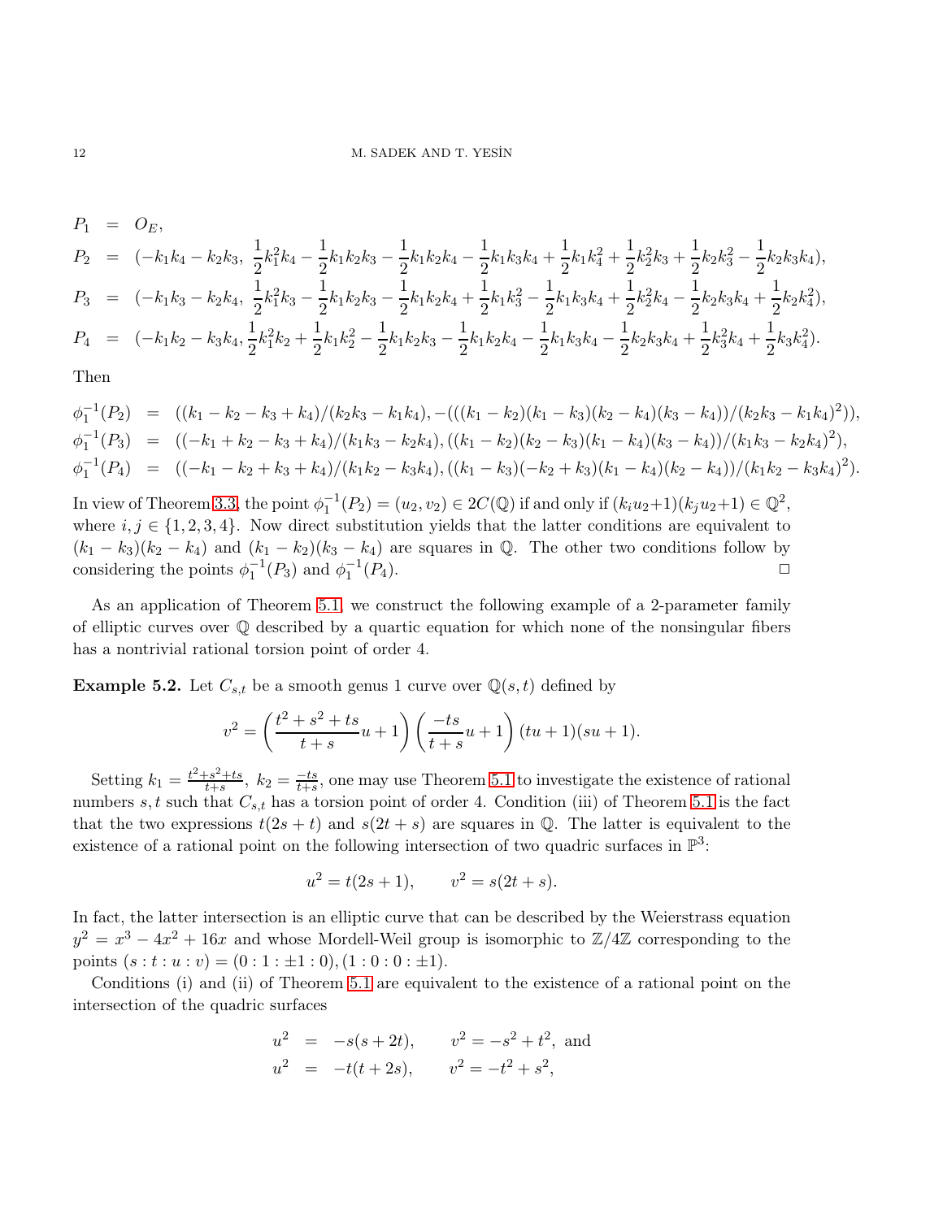$$
\begin{aligned}
P_1 &= O_E,\\
P_2 &= \left(-k_1k_4 - k_2k_3,\ \frac{1}{2}k_1^2k_4 - \frac{1}{2}k_1k_2k_3 - \frac{1}{2}k_1k_2k_4 - \frac{1}{2}k_1k_3k_4 + \frac{1}{2}k_1k_4^2 + \frac{1}{2}k_2^2k_3 + \frac{1}{2}k_2k_3^2 - \frac{1}{2}k_2k_3k_4\right),\\
P_3 &= \left(-k_1k_3 - k_2k_4,\ \frac{1}{2}k_1^2k_3 - \frac{1}{2}k_1k_2k_3 - \frac{1}{2}k_1k_2k_4 + \frac{1}{2}k_1k_3^2 - \frac{1}{2}k_1k_3k_4 + \frac{1}{2}k_2^2k_4 - \frac{1}{2}k_2k_3k_4 + \frac{1}{2}k_2k_4^2\right),\\
P_4 &= \left(-k_1k_2 - k_3k_4, \frac{1}{2}k_1^2k_2 + \frac{1}{2}k_1k_2^2 - \frac{1}{2}k_1k_2k_3 - \frac{1}{2}k_1k_2k_4 - \frac{1}{2}k_1k_3k_4 - \frac{1}{2}k_2k_3k_4 + \frac{1}{2}k_3^2k_4 + \frac{1}{2}k_3k_4^2\right).
\end{aligned}
$$

Then

$$
\begin{aligned}
\phi_1^{-1}(P_2) &= ((k_1 - k_2 - k_3 + k_4)/(k_2k_3 - k_1k_4), -(((k_1 - k_2)(k_1 - k_3)(k_2 - k_4)(k_3 - k_4))/(k_2k_3 - k_1k_4)^2)),\\
\phi_1^{-1}(P_3) &= ((-k_1 + k_2 - k_3 + k_4)/(k_1k_3 - k_2k_4), ((k_1 - k_2)(k_2 - k_3)(k_1 - k_4)(k_3 - k_4))/(k_1k_3 - k_2k_4)^2),\\
\phi_1^{-1}(P_4) &= ((-k_1 - k_2 + k_3 + k_4)/(k_1k_2 - k_3k_4), ((k_1 - k_3)(-k_2 + k_3)(k_1 - k_4)(k_2 - k_4))/(k_1k_2 - k_3k_4)^2).
\end{aligned}
$$

In view of Theorem 3.3, the point $\phi_1^{-1}(P_2) = (u_2, v_2) \in 2C(\mathbb{Q})$ if and only if $(k_iu_2+1)(k_ju_2+1) \in \mathbb{Q}^2$, where $i, j \in \{1, 2, 3, 4\}$. Now direct substitution yields that the latter conditions are equivalent to $(k_1 - k_3)(k_2 - k_4)$ and $(k_1 - k_2)(k_3 - k_4)$ are squares in $\mathbb{Q}$. The other two conditions follow by considering the points $\phi_1^{-1}(P_3)$ and $\phi_1^{-1}(P_4)$. $\square$

As an application of Theorem 5.1, we construct the following example of a 2-parameter family of elliptic curves over $\mathbb{Q}$ described by a quartic equation for which none of the nonsingular fibers has a nontrivial rational torsion point of order 4.

**Example 5.2.** Let $C_{s,t}$ be a smooth genus 1 curve over $\mathbb{Q}(s, t)$ defined by

$$
v^2 = \left(\frac{t^2 + s^2 + ts}{t + s}u + 1\right)\left(\frac{-ts}{t + s}u + 1\right)(tu + 1)(su + 1).
$$

Setting $k_1 = \frac{t^2+s^2+ts}{t+s}$, $k_2 = \frac{-ts}{t+s}$, one may use Theorem 5.1 to investigate the existence of rational numbers $s, t$ such that $C_{s,t}$ has a torsion point of order 4. Condition (iii) of Theorem 5.1 is the fact that the two expressions $t(2s + t)$ and $s(2t + s)$ are squares in $\mathbb{Q}$. The latter is equivalent to the existence of a rational point on the following intersection of two quadric surfaces in $\mathbb{P}^3$:

$$
u^2 = t(2s + 1), \qquad v^2 = s(2t + s).
$$

In fact, the latter intersection is an elliptic curve that can be described by the Weierstrass equation $y^2 = x^3 - 4x^2 + 16x$ and whose Mordell-Weil group is isomorphic to $\mathbb{Z}/4\mathbb{Z}$ corresponding to the points $(s : t : u : v) = (0 : 1 : \pm 1 : 0), (1 : 0 : 0 : \pm 1)$.

Conditions (i) and (ii) of Theorem 5.1 are equivalent to the existence of a rational point on the intersection of the quadric surfaces

$$
\begin{aligned}
u^2 &= -s(s + 2t), \qquad v^2 = -s^2 + t^2, \text{ and}\\
u^2 &= -t(t + 2s), \qquad v^2 = -t^2 + s^2,
\end{aligned}
$$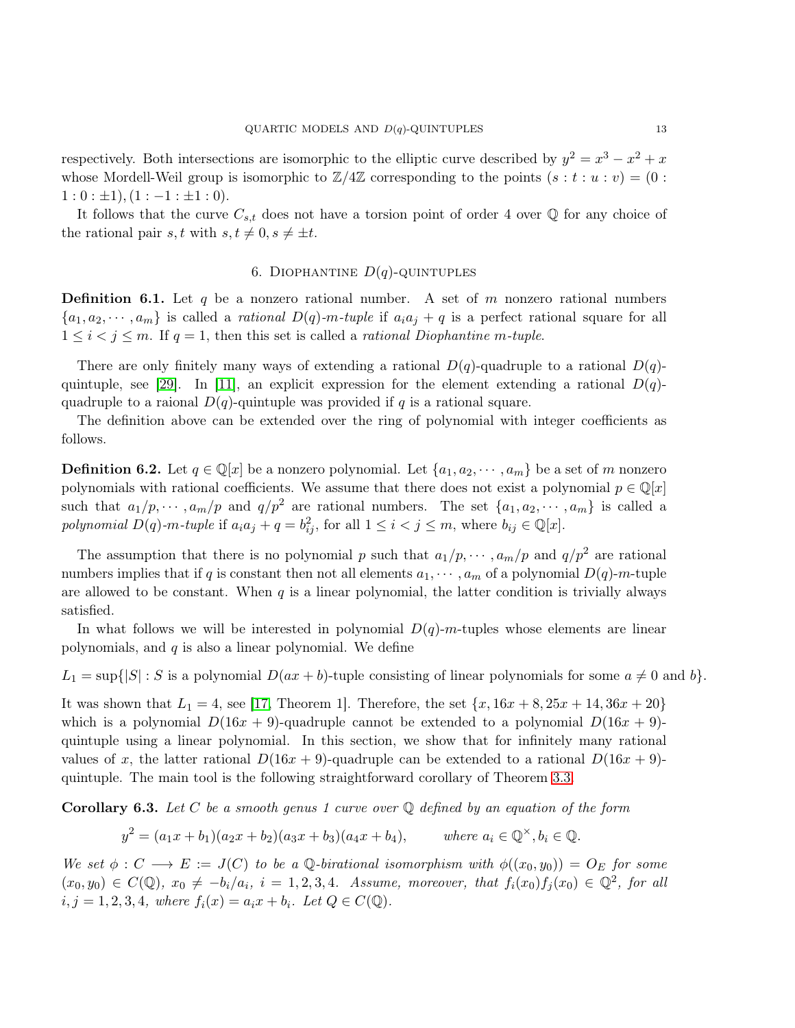respectively. Both intersections are isomorphic to the elliptic curve described by $y^2 = x^3 - x^2 + x$ whose Mordell-Weil group is isomorphic to $\mathbb{Z}/4\mathbb{Z}$ corresponding to the points $(s : t : u : v) = (0 : 1 : 0 : \pm 1), (1 : -1 : \pm 1 : 0)$.

It follows that the curve $C_{s,t}$ does not have a torsion point of order 4 over $\mathbb{Q}$ for any choice of the rational pair $s, t$ with $s, t \neq 0, s \neq \pm t$.

## 6. Diophantine $D(q)$-quintuples

**Definition 6.1.** Let $q$ be a nonzero rational number. A set of $m$ nonzero rational numbers $\{a_1, a_2, \cdots, a_m\}$ is called a *rational $D(q)$-$m$-tuple* if $a_i a_j + q$ is a perfect rational square for all $1 \leq i < j \leq m$. If $q = 1$, then this set is called a *rational Diophantine $m$-tuple*.

There are only finitely many ways of extending a rational $D(q)$-quadruple to a rational $D(q)$-quintuple, see [29]. In [11], an explicit expression for the element extending a rational $D(q)$-quadruple to a raional $D(q)$-quintuple was provided if $q$ is a rational square.

The definition above can be extended over the ring of polynomial with integer coefficients as follows.

**Definition 6.2.** Let $q \in \mathbb{Q}[x]$ be a nonzero polynomial. Let $\{a_1, a_2, \cdots, a_m\}$ be a set of $m$ nonzero polynomials with rational coefficients. We assume that there does not exist a polynomial $p \in \mathbb{Q}[x]$ such that $a_1/p, \cdots, a_m/p$ and $q/p^2$ are rational numbers. The set $\{a_1, a_2, \cdots, a_m\}$ is called a *polynomial $D(q)$-$m$-tuple* if $a_i a_j + q = b_{ij}^2$, for all $1 \leq i < j \leq m$, where $b_{ij} \in \mathbb{Q}[x]$.

The assumption that there is no polynomial $p$ such that $a_1/p, \cdots, a_m/p$ and $q/p^2$ are rational numbers implies that if $q$ is constant then not all elements $a_1, \cdots, a_m$ of a polynomial $D(q)$-$m$-tuple are allowed to be constant. When $q$ is a linear polynomial, the latter condition is trivially always satisfied.

In what follows we will be interested in polynomial $D(q)$-$m$-tuples whose elements are linear polynomials, and $q$ is also a linear polynomial. We define

$$L_1 = \sup\{|S| : S \text{ is a polynomial } D(ax+b)\text{-tuple consisting of linear polynomials for some } a \neq 0 \text{ and } b\}.$$

It was shown that $L_1 = 4$, see [17, Theorem 1]. Therefore, the set $\{x, 16x + 8, 25x + 14, 36x + 20\}$ which is a polynomial $D(16x + 9)$-quadruple cannot be extended to a polynomial $D(16x + 9)$-quintuple using a linear polynomial. In this section, we show that for infinitely many rational values of $x$, the latter rational $D(16x + 9)$-quadruple can be extended to a rational $D(16x + 9)$-quintuple. The main tool is the following straightforward corollary of Theorem 3.3.

**Corollary 6.3.** *Let $C$ be a smooth genus 1 curve over $\mathbb{Q}$ defined by an equation of the form*

$$y^2 = (a_1 x + b_1)(a_2 x + b_2)(a_3 x + b_3)(a_4 x + b_4), \qquad \text{where } a_i \in \mathbb{Q}^\times, b_i \in \mathbb{Q}.$$

*We set $\phi : C \longrightarrow E := J(C)$ to be a $\mathbb{Q}$-birational isomorphism with $\phi((x_0, y_0)) = O_E$ for some $(x_0, y_0) \in C(\mathbb{Q})$, $x_0 \neq -b_i/a_i$, $i = 1, 2, 3, 4$. Assume, moreover, that $f_i(x_0) f_j(x_0) \in \mathbb{Q}^2$, for all $i, j = 1, 2, 3, 4$, where $f_i(x) = a_i x + b_i$. Let $Q \in C(\mathbb{Q})$.*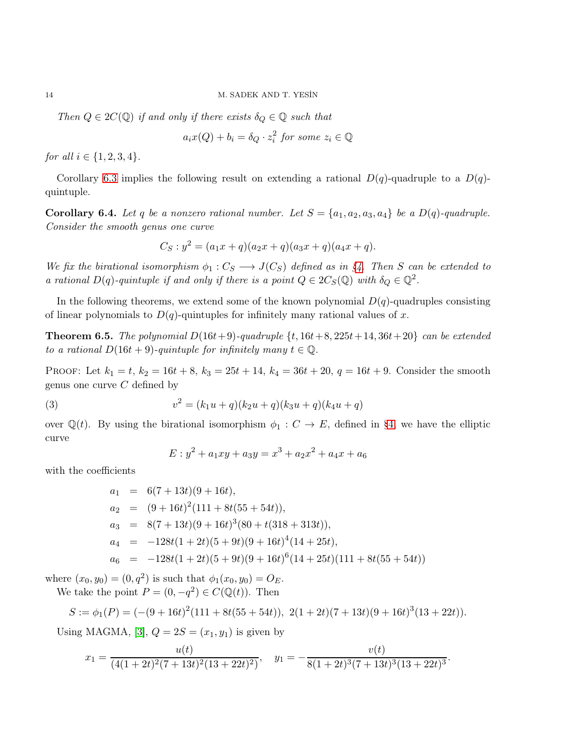*Then $Q \in 2C(\mathbb{Q})$ if and only if there exists $\delta_Q \in \mathbb{Q}$ such that*

$$a_i x(Q) + b_i = \delta_Q \cdot z_i^2 \text{ for some } z_i \in \mathbb{Q}$$

*for all $i \in \{1, 2, 3, 4\}$.*

Corollary 6.3 implies the following result on extending a rational $D(q)$-quadruple to a $D(q)$-quintuple.

**Corollary 6.4.** *Let $q$ be a nonzero rational number. Let $S = \{a_1, a_2, a_3, a_4\}$ be a $D(q)$-quadruple. Consider the smooth genus one curve*

$$C_S : y^2 = (a_1 x + q)(a_2 x + q)(a_3 x + q)(a_4 x + q).$$

*We fix the birational isomorphism $\phi_1 : C_S \longrightarrow J(C_S)$ defined as in §4. Then $S$ can be extended to a rational $D(q)$-quintuple if and only if there is a point $Q \in 2C_S(\mathbb{Q})$ with $\delta_Q \in \mathbb{Q}^2$.*

In the following theorems, we extend some of the known polynomial $D(q)$-quadruples consisting of linear polynomials to $D(q)$-quintuples for infinitely many rational values of $x$.

**Theorem 6.5.** *The polynomial $D(16t+9)$-quadruple $\{t, 16t+8, 225t+14, 36t+20\}$ can be extended to a rational $D(16t+9)$-quintuple for infinitely many $t \in \mathbb{Q}$.*

Proof: Let $k_1 = t$, $k_2 = 16t + 8$, $k_3 = 25t + 14$, $k_4 = 36t + 20$, $q = 16t + 9$. Consider the smooth genus one curve $C$ defined by

$$v^2 = (k_1 u + q)(k_2 u + q)(k_3 u + q)(k_4 u + q) \tag{3}$$

over $\mathbb{Q}(t)$. By using the birational isomorphism $\phi_1 : C \to E$, defined in §4, we have the elliptic curve

$$E : y^2 + a_1 xy + a_3 y = x^3 + a_2 x^2 + a_4 x + a_6$$

with the coefficients

$$\begin{aligned}
a_1 &= 6(7 + 13t)(9 + 16t), \\
a_2 &= (9 + 16t)^2(111 + 8t(55 + 54t)), \\
a_3 &= 8(7 + 13t)(9 + 16t)^3(80 + t(318 + 313t)), \\
a_4 &= -128t(1 + 2t)(5 + 9t)(9 + 16t)^4(14 + 25t), \\
a_6 &= -128t(1 + 2t)(5 + 9t)(9 + 16t)^6(14 + 25t)(111 + 8t(55 + 54t))
\end{aligned}$$

where $(x_0, y_0) = (0, q^2)$ is such that $\phi_1(x_0, y_0) = O_E$.

We take the point $P = (0, -q^2) \in C(\mathbb{Q}(t))$. Then

$$S := \phi_1(P) = (-(9 + 16t)^2(111 + 8t(55 + 54t)),\ 2(1 + 2t)(7 + 13t)(9 + 16t)^3(13 + 22t)).$$

Using MAGMA, [3], $Q = 2S = (x_1, y_1)$ is given by

$$x_1 = \frac{u(t)}{(4(1 + 2t)^2(7 + 13t)^2(13 + 22t)^2)}, \quad y_1 = -\frac{v(t)}{8(1 + 2t)^3(7 + 13t)^3(13 + 22t)^3}.$$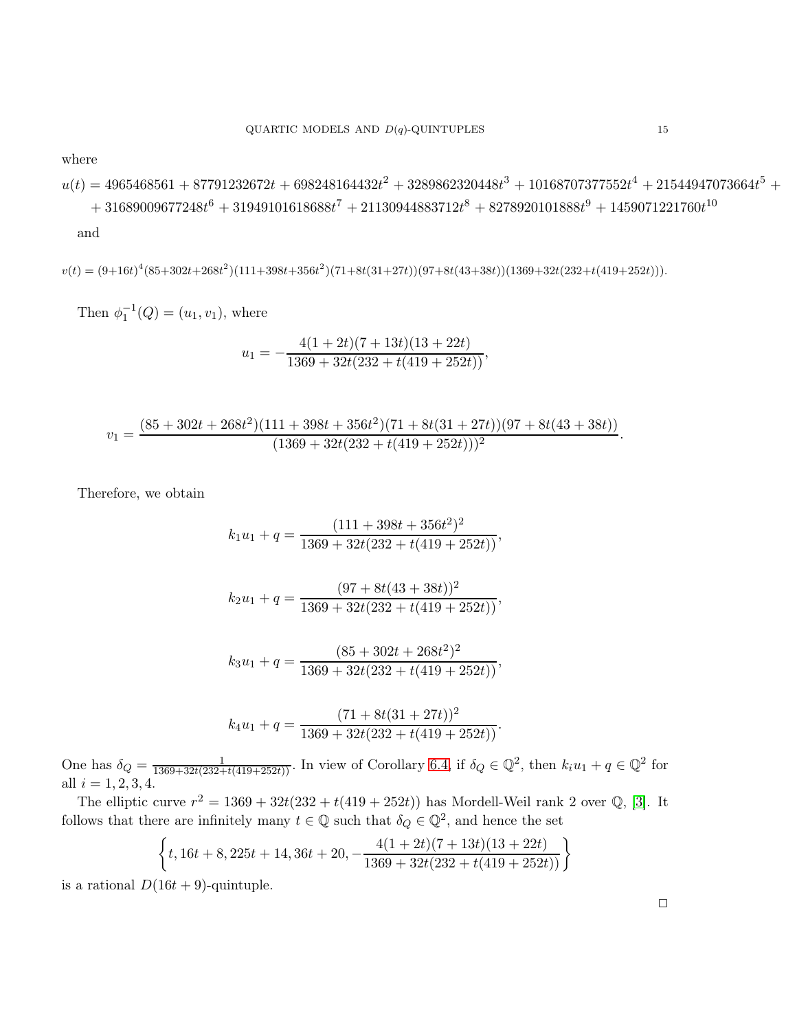where

$$u(t) = 4965468561 + 87791232672t + 698248164432t^2 + 3289862320448t^3 + 10168707377552t^4 + 21544947073664t^5 + \\ + 31689009677248t^6 + 31949101618688t^7 + 21130944883712t^8 + 8278920101888t^9 + 1459071221760t^{10}$$

and

$$v(t) = (9+16t)^4(85+302t+268t^2)(111+398t+356t^2)(71+8t(31+27t))(97+8t(43+38t))(1369+32t(232+t(419+252t))).$$

Then $\phi_1^{-1}(Q) = (u_1, v_1)$, where

$$u_1 = -\frac{4(1+2t)(7+13t)(13+22t)}{1369+32t(232+t(419+252t))},$$

$$v_1 = \frac{(85+302t+268t^2)(111+398t+356t^2)(71+8t(31+27t))(97+8t(43+38t))}{(1369+32t(232+t(419+252t)))^2}.$$

Therefore, we obtain

$$k_1u_1 + q = \frac{(111+398t+356t^2)^2}{1369+32t(232+t(419+252t))},$$

$$k_2u_1 + q = \frac{(97+8t(43+38t))^2}{1369+32t(232+t(419+252t))},$$

$$k_3u_1 + q = \frac{(85+302t+268t^2)^2}{1369+32t(232+t(419+252t))},$$

$$k_4u_1 + q = \frac{(71+8t(31+27t))^2}{1369+32t(232+t(419+252t))}.$$

One has $\delta_Q = \frac{1}{1369+32t(232+t(419+252t))}$. In view of Corollary 6.4, if $\delta_Q \in \mathbb{Q}^2$, then $k_iu_1 + q \in \mathbb{Q}^2$ for all $i = 1, 2, 3, 4$.

The elliptic curve $r^2 = 1369 + 32t(232 + t(419 + 252t))$ has Mordell-Weil rank 2 over $\mathbb{Q}$, [3]. It follows that there are infinitely many $t \in \mathbb{Q}$ such that $\delta_Q \in \mathbb{Q}^2$, and hence the set

$$\left\{t, 16t+8, 225t+14, 36t+20, -\frac{4(1+2t)(7+13t)(13+22t)}{1369+32t(232+t(419+252t))}\right\}$$

is a rational $D(16t+9)$-quintuple.

□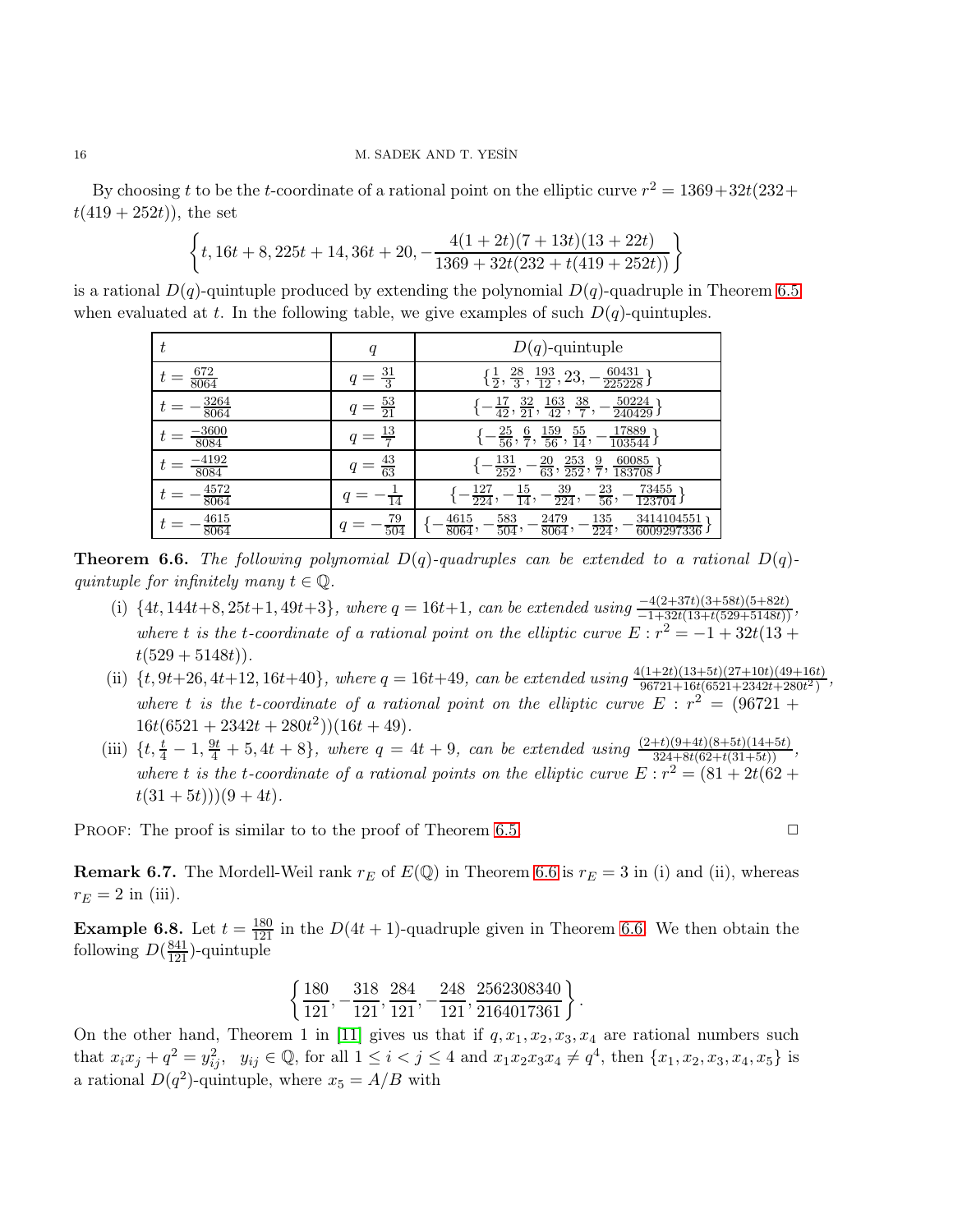By choosing $t$ to be the $t$-coordinate of a rational point on the elliptic curve $r^2 = 1369+32t(232+t(419+252t))$, the set

$$\left\{t, 16t+8, 225t+14, 36t+20, -\frac{4(1+2t)(7+13t)(13+22t)}{1369+32t(232+t(419+252t))}\right\}$$

is a rational $D(q)$-quintuple produced by extending the polynomial $D(q)$-quadruple in Theorem 6.5 when evaluated at $t$. In the following table, we give examples of such $D(q)$-quintuples.

| $t$ | $q$ | $D(q)$-quintuple |
|---|---|---|
| $t = \frac{672}{8064}$ | $q = \frac{31}{3}$ | $\{\frac{1}{2}, \frac{28}{3}, \frac{193}{12}, 23, -\frac{60431}{225228}\}$ |
| $t = -\frac{3264}{8064}$ | $q = \frac{53}{21}$ | $\{-\frac{17}{42}, \frac{32}{21}, \frac{163}{42}, \frac{38}{7}, -\frac{50224}{240429}\}$ |
| $t = \frac{-3600}{8084}$ | $q = \frac{13}{7}$ | $\{-\frac{25}{56}, \frac{6}{7}, \frac{159}{56}, \frac{55}{14}, -\frac{17889}{103544}\}$ |
| $t = \frac{-4192}{8084}$ | $q = \frac{43}{63}$ | $\{-\frac{131}{252}, -\frac{20}{63}, \frac{253}{252}, \frac{9}{7}, \frac{60085}{183708}\}$ |
| $t = -\frac{4572}{8064}$ | $q = -\frac{1}{14}$ | $\{-\frac{127}{224}, -\frac{15}{14}, -\frac{39}{224}, -\frac{23}{56}, -\frac{73455}{123704}\}$ |
| $t = -\frac{4615}{8064}$ | $q = -\frac{79}{504}$ | $\{-\frac{4615}{8064}, -\frac{583}{504}, -\frac{2479}{8064}, -\frac{135}{224}, -\frac{3414104551}{6009297336}\}$ |

**Theorem 6.6.** *The following polynomial $D(q)$-quadruples can be extended to a rational $D(q)$-quintuple for infinitely many $t \in \mathbb{Q}$.*

(i) $\{4t, 144t+8, 25t+1, 49t+3\}$, *where $q = 16t+1$, can be extended using* $\frac{-4(2+37t)(3+58t)(5+82t)}{-1+32t(13+t(529+5148t))}$, *where $t$ is the $t$-coordinate of a rational point on the elliptic curve $E : r^2 = -1+32t(13+t(529+5148t))$.*

(ii) $\{t, 9t+26, 4t+12, 16t+40\}$, *where $q = 16t+49$, can be extended using* $\frac{4(1+2t)(13+5t)(27+10t)(49+16t)}{96721+16t(6521+2342t+280t^2)}$, *where $t$ is the $t$-coordinate of a rational point on the elliptic curve $E : r^2 = (96721+16t(6521+2342t+280t^2))(16t+49)$.*

(iii) $\{t, \frac{t}{4}-1, \frac{9t}{4}+5, 4t+8\}$, *where $q = 4t+9$, can be extended using* $\frac{(2+t)(9+4t)(8+5t)(14+5t)}{324+8t(62+t(31+5t))}$, *where $t$ is the $t$-coordinate of a rational points on the elliptic curve $E : r^2 = (81+2t(62+t(31+5t)))(9+4t)$.*

Proof: The proof is similar to to the proof of Theorem 6.5 ◻

**Remark 6.7.** The Mordell-Weil rank $r_E$ of $E(\mathbb{Q})$ in Theorem 6.6 is $r_E = 3$ in (i) and (ii), whereas $r_E = 2$ in (iii).

**Example 6.8.** Let $t = \frac{180}{121}$ in the $D(4t+1)$-quadruple given in Theorem 6.6. We then obtain the following $D(\frac{841}{121})$-quintuple

$$\left\{\frac{180}{121}, -\frac{318}{121}, \frac{284}{121}, -\frac{248}{121}, \frac{2562308340}{2164017361}\right\}.$$

On the other hand, Theorem 1 in [11] gives us that if $q, x_1, x_2, x_3, x_4$ are rational numbers such that $x_ix_j + q^2 = y_{ij}^2$, $y_{ij} \in \mathbb{Q}$, for all $1 \leq i < j \leq 4$ and $x_1x_2x_3x_4 \neq q^4$, then $\{x_1, x_2, x_3, x_4, x_5\}$ is a rational $D(q^2)$-quintuple, where $x_5 = A/B$ with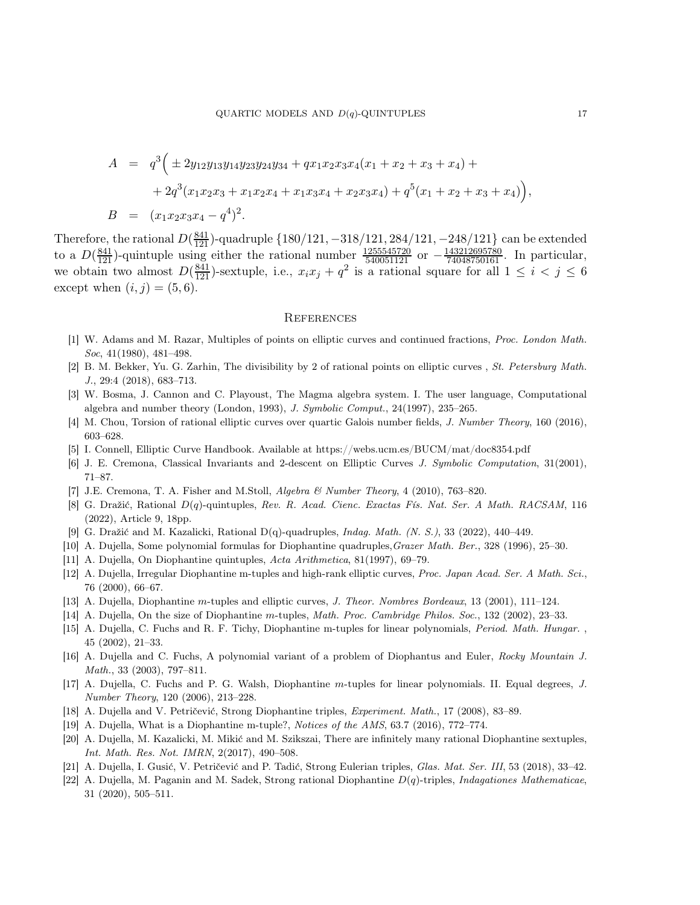$$
\begin{aligned}
A &= q^3\Big( \pm 2y_{12}y_{13}y_{14}y_{23}y_{24}y_{34} + qx_1x_2x_3x_4(x_1+x_2+x_3+x_4) + \\
&\quad + 2q^3(x_1x_2x_3 + x_1x_2x_4 + x_1x_3x_4 + x_2x_3x_4) + q^5(x_1+x_2+x_3+x_4)\Big), \\
B &= (x_1x_2x_3x_4 - q^4)^2.
\end{aligned}
$$

Therefore, the rational $D(\frac{841}{121})$-quadruple $\{180/121, -318/121, 284/121, -248/121\}$ can be extended to a $D(\frac{841}{121})$-quintuple using either the rational number $\frac{1255545720}{540051121}$ or $-\frac{143212695780}{74048750161}$. In particular, we obtain two almost $D(\frac{841}{121})$-sextuple, i.e., $x_ix_j + q^2$ is a rational square for all $1 \le i < j \le 6$ except when $(i,j) = (5,6)$.

## References

[1] W. Adams and M. Razar, Multiples of points on elliptic curves and continued fractions, *Proc. London Math. Soc*, 41(1980), 481–498.

[2] B. M. Bekker, Yu. G. Zarhin, The divisibility by 2 of rational points on elliptic curves , *St. Petersburg Math. J.*, 29:4 (2018), 683–713.

[3] W. Bosma, J. Cannon and C. Playoust, The Magma algebra system. I. The user language, Computational algebra and number theory (London, 1993), *J. Symbolic Comput.*, 24(1997), 235–265.

[4] M. Chou, Torsion of rational elliptic curves over quartic Galois number fields, *J. Number Theory*, 160 (2016), 603–628.

[5] I. Connell, Elliptic Curve Handbook. Available at https://webs.ucm.es/BUCM/mat/doc8354.pdf

[6] J. E. Cremona, Classical Invariants and 2-descent on Elliptic Curves *J. Symbolic Computation*, 31(2001), 71–87.

[7] J.E. Cremona, T. A. Fisher and M.Stoll, *Algebra & Number Theory*, 4 (2010), 763–820.

[8] G. Dražić, Rational $D(q)$-quintuples, *Rev. R. Acad. Cienc. Exactas Fís. Nat. Ser. A Math. RACSAM*, 116 (2022), Article 9, 18pp.

[9] G. Dražić and M. Kazalicki, Rational D(q)-quadruples, *Indag. Math. (N. S.)*, 33 (2022), 440–449.

[10] A. Dujella, Some polynomial formulas for Diophantine quadruples,*Grazer Math. Ber.*, 328 (1996), 25–30.

[11] A. Dujella, On Diophantine quintuples, *Acta Arithmetica*, 81(1997), 69–79.

[12] A. Dujella, Irregular Diophantine m-tuples and high-rank elliptic curves, *Proc. Japan Acad. Ser. A Math. Sci.*, 76 (2000), 66–67.

[13] A. Dujella, Diophantine $m$-tuples and elliptic curves, *J. Theor. Nombres Bordeaux*, 13 (2001), 111–124.

[14] A. Dujella, On the size of Diophantine $m$-tuples, *Math. Proc. Cambridge Philos. Soc.*, 132 (2002), 23–33.

[15] A. Dujella, C. Fuchs and R. F. Tichy, Diophantine m-tuples for linear polynomials, *Period. Math. Hungar.* , 45 (2002), 21–33.

[16] A. Dujella and C. Fuchs, A polynomial variant of a problem of Diophantus and Euler, *Rocky Mountain J. Math.*, 33 (2003), 797–811.

[17] A. Dujella, C. Fuchs and P. G. Walsh, Diophantine $m$-tuples for linear polynomials. II. Equal degrees, *J. Number Theory*, 120 (2006), 213–228.

[18] A. Dujella and V. Petričević, Strong Diophantine triples, *Experiment. Math.*, 17 (2008), 83–89.

[19] A. Dujella, What is a Diophantine m-tuple?, *Notices of the AMS*, 63.7 (2016), 772–774.

[20] A. Dujella, M. Kazalicki, M. Mikić and M. Szikszai, There are infinitely many rational Diophantine sextuples, *Int. Math. Res. Not. IMRN*, 2(2017), 490–508.

[21] A. Dujella, I. Gusić, V. Petričević and P. Tadić, Strong Eulerian triples, *Glas. Mat. Ser. III*, 53 (2018), 33–42.

[22] A. Dujella, M. Paganin and M. Sadek, Strong rational Diophantine $D(q)$-triples, *Indagationes Mathematicae*, 31 (2020), 505–511.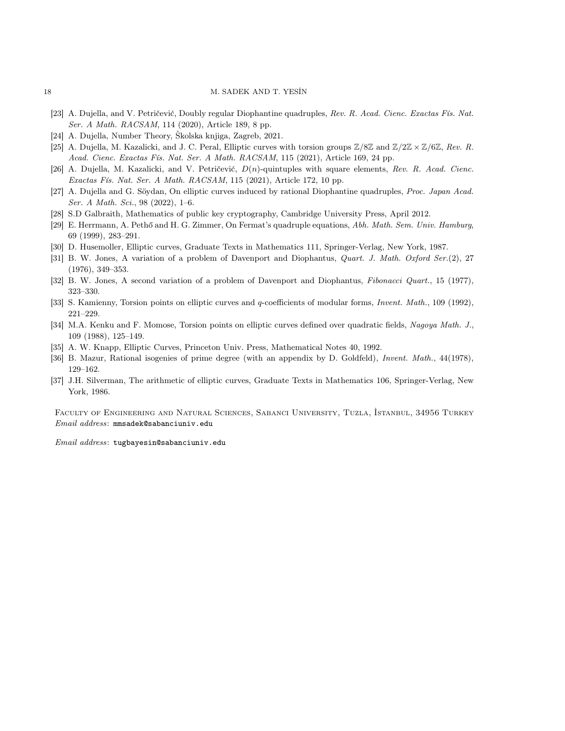[23] A. Dujella, and V. Petričević, Doubly regular Diophantine quadruples, *Rev. R. Acad. Cienc. Exactas Fís. Nat. Ser. A Math. RACSAM*, 114 (2020), Article 189, 8 pp.

[24] A. Dujella, Number Theory, Školska knjiga, Zagreb, 2021.

[25] A. Dujella, M. Kazalicki, and J. C. Peral, Elliptic curves with torsion groups $\mathbb{Z}/8\mathbb{Z}$ and $\mathbb{Z}/2\mathbb{Z}\times\mathbb{Z}/6\mathbb{Z}$, *Rev. R. Acad. Cienc. Exactas Fís. Nat. Ser. A Math. RACSAM*, 115 (2021), Article 169, 24 pp.

[26] A. Dujella, M. Kazalicki, and V. Petričević, $D(n)$-quintuples with square elements, *Rev. R. Acad. Cienc. Exactas Fís. Nat. Ser. A Math. RACSAM*, 115 (2021), Article 172, 10 pp.

[27] A. Dujella and G. Söydan, On elliptic curves induced by rational Diophantine quadruples, *Proc. Japan Acad. Ser. A Math. Sci.*, 98 (2022), 1–6.

[28] S.D Galbraith, Mathematics of public key cryptography, Cambridge University Press, April 2012.

[29] E. Herrmann, A. Pethő and H. G. Zimmer, On Fermat's quadruple equations, *Abh. Math. Sem. Univ. Hamburg*, 69 (1999), 283–291.

[30] D. Husemoller, Elliptic curves, Graduate Texts in Mathematics 111, Springer-Verlag, New York, 1987.

[31] B. W. Jones, A variation of a problem of Davenport and Diophantus, *Quart. J. Math. Oxford Ser.*(2), 27 (1976), 349–353.

[32] B. W. Jones, A second variation of a problem of Davenport and Diophantus, *Fibonacci Quart.*, 15 (1977), 323–330.

[33] S. Kamienny, Torsion points on elliptic curves and $q$-coefficients of modular forms, *Invent. Math.*, 109 (1992), 221–229.

[34] M.A. Kenku and F. Momose, Torsion points on elliptic curves defined over quadratic fields, *Nagoya Math. J.*, 109 (1988), 125–149.

[35] A. W. Knapp, Elliptic Curves, Princeton Univ. Press, Mathematical Notes 40, 1992.

[36] B. Mazur, Rational isogenies of prime degree (with an appendix by D. Goldfeld), *Invent. Math.*, 44(1978), 129–162.

[37] J.H. Silverman, The arithmetic of elliptic curves, Graduate Texts in Mathematics 106, Springer-Verlag, New York, 1986.

Faculty of Engineering and Natural Sciences, Sabanci University, Tuzla, İstanbul, 34956 Turkey
*Email address*: `mmsadek@sabanciuniv.edu`

*Email address*: `tugbayesin@sabanciuniv.edu`